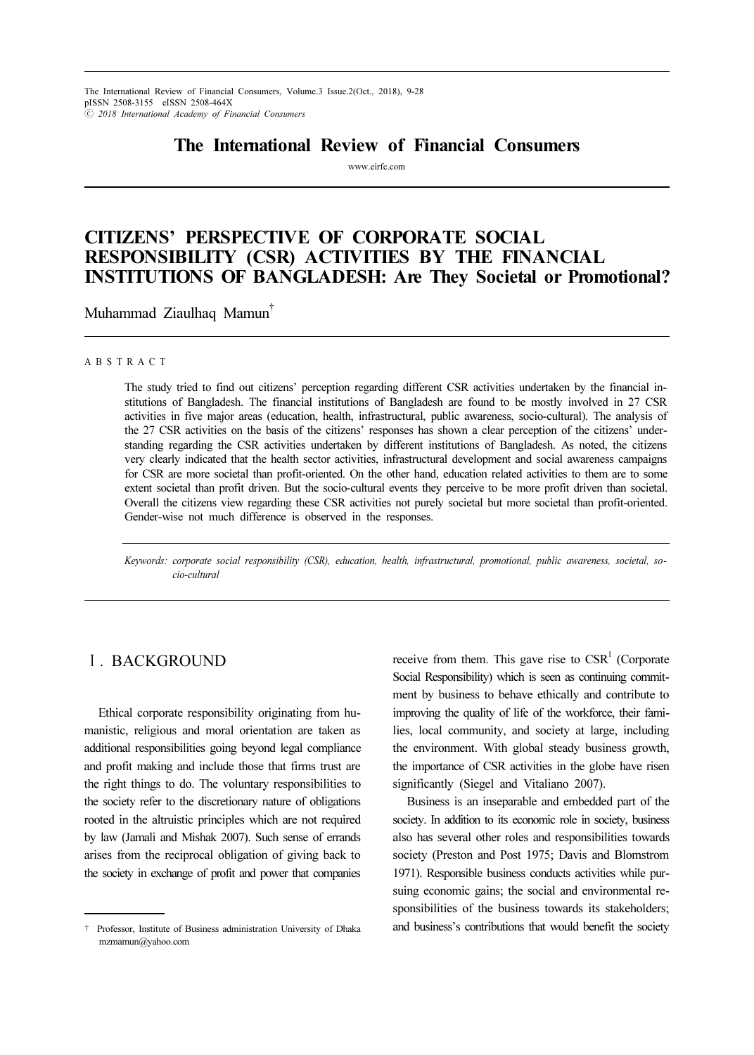# The International Review of Financial Consumers

www.eirfc.com

# CITIZENS' PERSPECTIVE OF CORPORATE SOCIAL RESPONSIBILITY (CSR) ACTIVITIES BY THE FINANCIAL INSTITUTIONS OF BANGLADESH: Are They Societal or Promotional?

Muhammad Ziaulhaq Mamun[†]

## ABSTRACT

The study tried to find out citizens' perception regarding different CSR activities undertaken by the financial institutions of Bangladesh. The financial institutions of Bangladesh are found to be mostly involved in 27 CSR activities in five major areas (education, health, infrastructural, public awareness, socio-cultural). The analysis of the 27 CSR activities on the basis of the citizens' responses has shown a clear perception of the citizens' understanding regarding the CSR activities undertaken by different institutions of Bangladesh. As noted, the citizens very clearly indicated that the health sector activities, infrastructural development and social awareness campaigns for CSR are more societal than profit-oriented. On the other hand, education related activities to them are to some extent societal than profit driven. But the socio-cultural events they perceive to be more profit driven than societal. Overall the citizens view regarding these CSR activities not purely societal but more societal than profit-oriented. Gender-wise not much difference is observed in the responses.

*Keywords: corporate social responsibility (CSR), education, health, infrastructural, promotional, public awareness, societal, socio-cultural*

## Ⅰ. BACKGROUND

Ethical corporate responsibility originating from humanistic, religious and moral orientation are taken as additional responsibilities going beyond legal compliance and profit making and include those that firms trust are the right things to do. The voluntary responsibilities to the society refer to the discretionary nature of obligations rooted in the altruistic principles which are not required by law (Jamali and Mishak 2007). Such sense of errands arises from the reciprocal obligation of giving back to the society in exchange of profit and power that companies receive from them. This gave rise to CSR[1] (Corporate Social Responsibility) which is seen as continuing commitment by business to behave ethically and contribute to improving the quality of life of the workforce, their families, local community, and society at large, including the environment. With global steady business growth, the importance of CSR activities in the globe have risen significantly (Siegel and Vitaliano 2007).

Business is an inseparable and embedded part of the society. In addition to its economic role in society, business also has several other roles and responsibilities towards society (Preston and Post 1975; Davis and Blomstrom 1971). Responsible business conducts activities while pursuing economic gains; the social and environmental responsibilities of the business towards its stakeholders; and business's contributions that would benefit the society

---

† Professor, Institute of Business administration University of Dhaka mzmamun@yahoo.com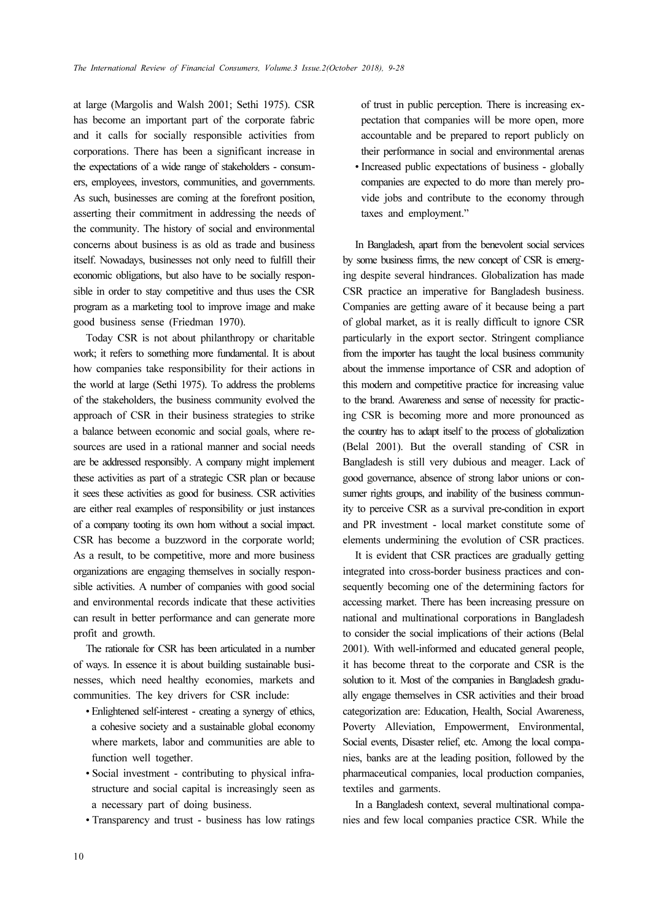at large (Margolis and Walsh 2001; Sethi 1975). CSR has become an important part of the corporate fabric and it calls for socially responsible activities from corporations. There has been a significant increase in the expectations of a wide range of stakeholders - consumers, employees, investors, communities, and governments. As such, businesses are coming at the forefront position, asserting their commitment in addressing the needs of the community. The history of social and environmental concerns about business is as old as trade and business itself. Nowadays, businesses not only need to fulfill their economic obligations, but also have to be socially responsible in order to stay competitive and thus uses the CSR program as a marketing tool to improve image and make good business sense (Friedman 1970).

Today CSR is not about philanthropy or charitable work; it refers to something more fundamental. It is about how companies take responsibility for their actions in the world at large (Sethi 1975). To address the problems of the stakeholders, the business community evolved the approach of CSR in their business strategies to strike a balance between economic and social goals, where resources are used in a rational manner and social needs are be addressed responsibly. A company might implement these activities as part of a strategic CSR plan or because it sees these activities as good for business. CSR activities are either real examples of responsibility or just instances of a company tooting its own horn without a social impact. CSR has become a buzzword in the corporate world; As a result, to be competitive, more and more business organizations are engaging themselves in socially responsible activities. A number of companies with good social and environmental records indicate that these activities can result in better performance and can generate more profit and growth.

The rationale for CSR has been articulated in a number of ways. In essence it is about building sustainable businesses, which need healthy economies, markets and communities. The key drivers for CSR include:

- Enlightened self-interest - creating a synergy of ethics, a cohesive society and a sustainable global economy where markets, labor and communities are able to function well together.
- Social investment - contributing to physical infrastructure and social capital is increasingly seen as a necessary part of doing business.
- Transparency and trust - business has low ratings of trust in public perception. There is increasing expectation that companies will be more open, more accountable and be prepared to report publicly on their performance in social and environmental arenas
- Increased public expectations of business - globally companies are expected to do more than merely provide jobs and contribute to the economy through taxes and employment."

In Bangladesh, apart from the benevolent social services by some business firms, the new concept of CSR is emerging despite several hindrances. Globalization has made CSR practice an imperative for Bangladesh business. Companies are getting aware of it because being a part of global market, as it is really difficult to ignore CSR particularly in the export sector. Stringent compliance from the importer has taught the local business community about the immense importance of CSR and adoption of this modern and competitive practice for increasing value to the brand. Awareness and sense of necessity for practicing CSR is becoming more and more pronounced as the country has to adapt itself to the process of globalization (Belal 2001). But the overall standing of CSR in Bangladesh is still very dubious and meager. Lack of good governance, absence of strong labor unions or consumer rights groups, and inability of the business community to perceive CSR as a survival pre-condition in export and PR investment - local market constitute some of elements undermining the evolution of CSR practices.

It is evident that CSR practices are gradually getting integrated into cross-border business practices and consequently becoming one of the determining factors for accessing market. There has been increasing pressure on national and multinational corporations in Bangladesh to consider the social implications of their actions (Belal 2001). With well-informed and educated general people, it has become threat to the corporate and CSR is the solution to it. Most of the companies in Bangladesh gradually engage themselves in CSR activities and their broad categorization are: Education, Health, Social Awareness, Poverty Alleviation, Empowerment, Environmental, Social events, Disaster relief, etc. Among the local companies, banks are at the leading position, followed by the pharmaceutical companies, local production companies, textiles and garments.

In a Bangladesh context, several multinational companies and few local companies practice CSR. While the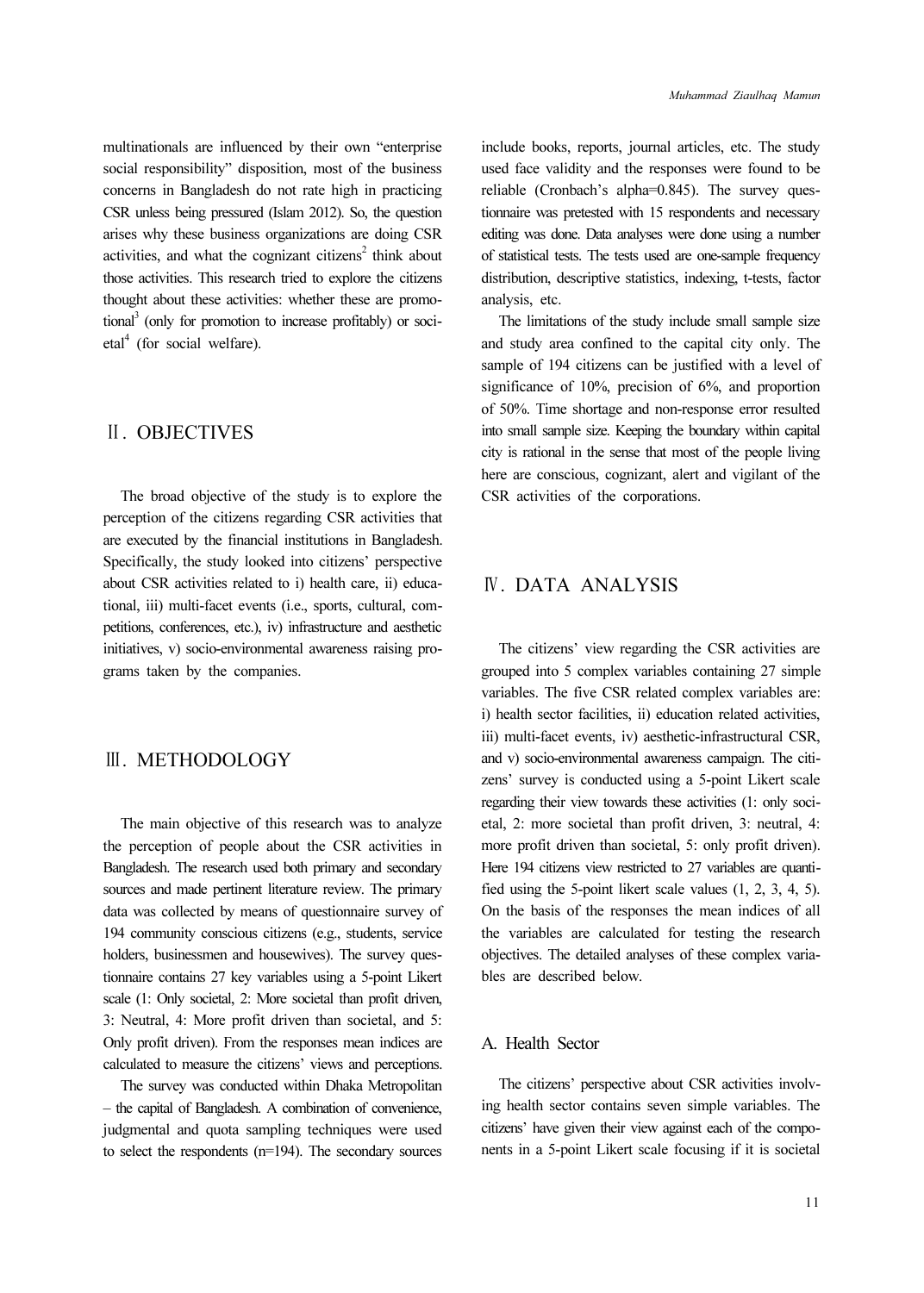multinationals are influenced by their own "enterprise social responsibility" disposition, most of the business concerns in Bangladesh do not rate high in practicing CSR unless being pressured (Islam 2012). So, the question arises why these business organizations are doing CSR activities, and what the cognizant citizens[2] think about those activities. This research tried to explore the citizens thought about these activities: whether these are promotional[3] (only for promotion to increase profitably) or societal[4] (for social welfare).

## Ⅱ. OBJECTIVES

The broad objective of the study is to explore the perception of the citizens regarding CSR activities that are executed by the financial institutions in Bangladesh. Specifically, the study looked into citizens' perspective about CSR activities related to i) health care, ii) educational, iii) multi-facet events (i.e., sports, cultural, competitions, conferences, etc.), iv) infrastructure and aesthetic initiatives, v) socio-environmental awareness raising programs taken by the companies.

## Ⅲ. METHODOLOGY

The main objective of this research was to analyze the perception of people about the CSR activities in Bangladesh. The research used both primary and secondary sources and made pertinent literature review. The primary data was collected by means of questionnaire survey of 194 community conscious citizens (e.g., students, service holders, businessmen and housewives). The survey questionnaire contains 27 key variables using a 5-point Likert scale (1: Only societal, 2: More societal than profit driven, 3: Neutral, 4: More profit driven than societal, and 5: Only profit driven). From the responses mean indices are calculated to measure the citizens' views and perceptions.

The survey was conducted within Dhaka Metropolitan – the capital of Bangladesh. A combination of convenience, judgmental and quota sampling techniques were used to select the respondents (n=194). The secondary sources include books, reports, journal articles, etc. The study used face validity and the responses were found to be reliable (Cronbach's alpha=0.845). The survey questionnaire was pretested with 15 respondents and necessary editing was done. Data analyses were done using a number of statistical tests. The tests used are one-sample frequency distribution, descriptive statistics, indexing, t-tests, factor analysis, etc.

The limitations of the study include small sample size and study area confined to the capital city only. The sample of 194 citizens can be justified with a level of significance of 10%, precision of 6%, and proportion of 50%. Time shortage and non-response error resulted into small sample size. Keeping the boundary within capital city is rational in the sense that most of the people living here are conscious, cognizant, alert and vigilant of the CSR activities of the corporations.

## Ⅳ. DATA ANALYSIS

The citizens' view regarding the CSR activities are grouped into 5 complex variables containing 27 simple variables. The five CSR related complex variables are: i) health sector facilities, ii) education related activities, iii) multi-facet events, iv) aesthetic-infrastructural CSR, and v) socio-environmental awareness campaign. The citizens' survey is conducted using a 5-point Likert scale regarding their view towards these activities (1: only societal, 2: more societal than profit driven, 3: neutral, 4: more profit driven than societal, 5: only profit driven). Here 194 citizens view restricted to 27 variables are quantified using the 5-point likert scale values (1, 2, 3, 4, 5). On the basis of the responses the mean indices of all the variables are calculated for testing the research objectives. The detailed analyses of these complex variables are described below.

### A. Health Sector

The citizens' perspective about CSR activities involving health sector contains seven simple variables. The citizens' have given their view against each of the components in a 5-point Likert scale focusing if it is societal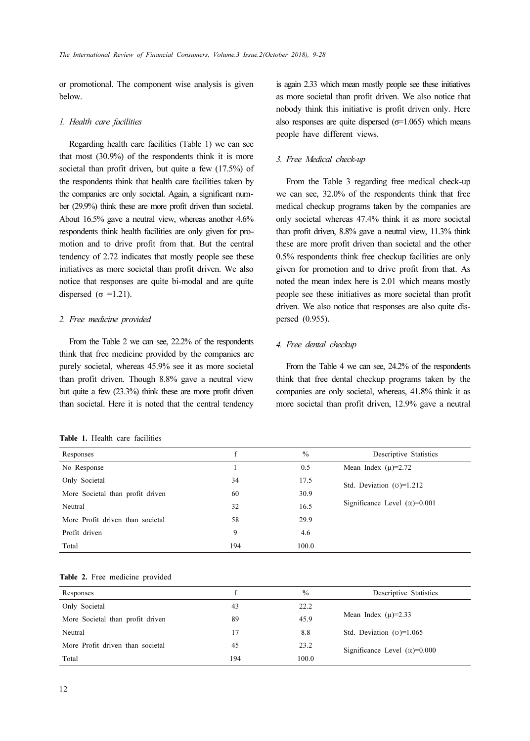or promotional. The component wise analysis is given below.

### *1. Health care facilities*

Regarding health care facilities (Table 1) we can see that most (30.9%) of the respondents think it is more societal than profit driven, but quite a few (17.5%) of the respondents think that health care facilities taken by the companies are only societal. Again, a significant number (29.9%) think these are more profit driven than societal. About 16.5% gave a neutral view, whereas another 4.6% respondents think health facilities are only given for promotion and to drive profit from that. But the central tendency of 2.72 indicates that mostly people see these initiatives as more societal than profit driven. We also notice that responses are quite bi-modal and are quite dispersed ($\sigma$ =1.21).

### *2. Free medicine provided*

From the Table 2 we can see, 22.2% of the respondents think that free medicine provided by the companies are purely societal, whereas 45.9% see it as more societal than profit driven. Though 8.8% gave a neutral view but quite a few (23.3%) think these are more profit driven than societal. Here it is noted that the central tendency is again 2.33 which mean mostly people see these initiatives as more societal than profit driven. We also notice that nobody think this initiative is profit driven only. Here also responses are quite dispersed ($\sigma$=1.065) which means people have different views.

### *3. Free Medical check-up*

From the Table 3 regarding free medical check-up we can see, 32.0% of the respondents think that free medical checkup programs taken by the companies are only societal whereas 47.4% think it as more societal than profit driven, 8.8% gave a neutral view, 11.3% think these are more profit driven than societal and the other 0.5% respondents think free checkup facilities are only given for promotion and to drive profit from that. As noted the mean index here is 2.01 which means mostly people see these initiatives as more societal than profit driven. We also notice that responses are also quite dispersed (0.955).

### *4. Free dental checkup*

From the Table 4 we can see, 24.2% of the respondents think that free dental checkup programs taken by the companies are only societal, whereas, 41.8% think it as more societal than profit driven, 12.9% gave a neutral

**Table 1.** Health care facilities

| Responses | f | % | Descriptive Statistics |
|---|---|---|---|
| No Response | 1 | 0.5 | Mean Index ($\mu$)=2.72 |
| Only Societal | 34 | 17.5 | Std. Deviation ($\sigma$)=1.212 |
| More Societal than profit driven | 60 | 30.9 | |
| Neutral | 32 | 16.5 | Significance Level ($\alpha$)=0.001 |
| More Profit driven than societal | 58 | 29.9 | |
| Profit driven | 9 | 4.6 | |
| Total | 194 | 100.0 | |

**Table 2.** Free medicine provided

| Responses | f | % | Descriptive Statistics |
|---|---|---|---|
| Only Societal | 43 | 22.2 | |
| More Societal than profit driven | 89 | 45.9 | Mean Index ($\mu$)=2.33 |
| Neutral | 17 | 8.8 | Std. Deviation ($\sigma$)=1.065 |
| More Profit driven than societal | 45 | 23.2 | Significance Level ($\alpha$)=0.000 |
| Total | 194 | 100.0 | |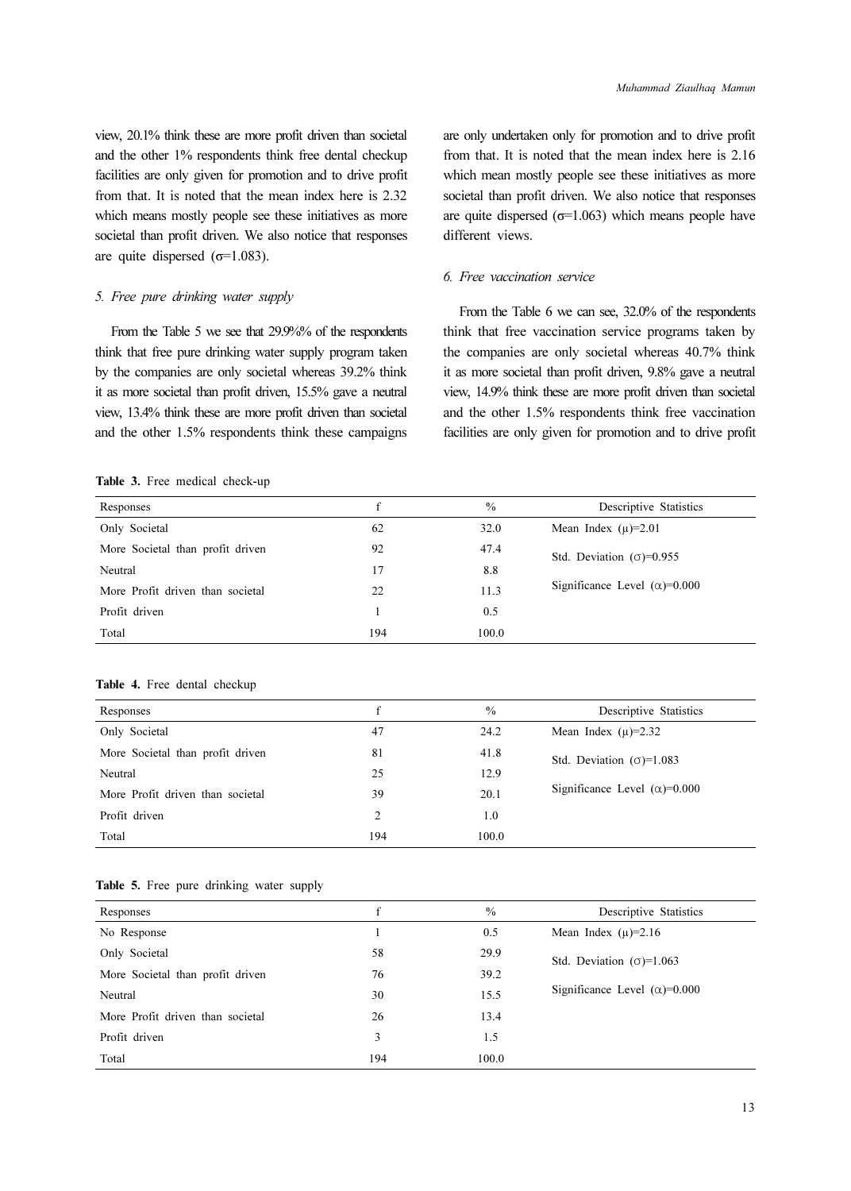view, 20.1% think these are more profit driven than societal and the other 1% respondents think free dental checkup facilities are only given for promotion and to drive profit from that. It is noted that the mean index here is 2.32 which means mostly people see these initiatives as more societal than profit driven. We also notice that responses are quite dispersed (σ=1.083).

*5. Free pure drinking water supply*

From the Table 5 we see that 29.9%% of the respondents think that free pure drinking water supply program taken by the companies are only societal whereas 39.2% think it as more societal than profit driven, 15.5% gave a neutral view, 13.4% think these are more profit driven than societal and the other 1.5% respondents think these campaigns are only undertaken only for promotion and to drive profit from that. It is noted that the mean index here is 2.16 which mean mostly people see these initiatives as more societal than profit driven. We also notice that responses are quite dispersed (σ=1.063) which means people have different views.

*6. Free vaccination service*

From the Table 6 we can see, 32.0% of the respondents think that free vaccination service programs taken by the companies are only societal whereas 40.7% think it as more societal than profit driven, 9.8% gave a neutral view, 14.9% think these are more profit driven than societal and the other 1.5% respondents think free vaccination facilities are only given for promotion and to drive profit

**Table 3.** Free medical check-up

| Responses | f | % | Descriptive Statistics |
|---|---|---|---|
| Only Societal | 62 | 32.0 | Mean Index (μ)=2.01 |
| More Societal than profit driven | 92 | 47.4 | Std. Deviation (σ)=0.955 |
| Neutral | 17 | 8.8 | |
| More Profit driven than societal | 22 | 11.3 | Significance Level (α)=0.000 |
| Profit driven | 1 | 0.5 | |
| Total | 194 | 100.0 | |

**Table 4.** Free dental checkup

| Responses | f | % | Descriptive Statistics |
|---|---|---|---|
| Only Societal | 47 | 24.2 | Mean Index (μ)=2.32 |
| More Societal than profit driven | 81 | 41.8 | Std. Deviation (σ)=1.083 |
| Neutral | 25 | 12.9 | |
| More Profit driven than societal | 39 | 20.1 | Significance Level (α)=0.000 |
| Profit driven | 2 | 1.0 | |
| Total | 194 | 100.0 | |

**Table 5.** Free pure drinking water supply

| Responses | f | % | Descriptive Statistics |
|---|---|---|---|
| No Response | 1 | 0.5 | Mean Index (μ)=2.16 |
| Only Societal | 58 | 29.9 | Std. Deviation (σ)=1.063 |
| More Societal than profit driven | 76 | 39.2 | |
| Neutral | 30 | 15.5 | Significance Level (α)=0.000 |
| More Profit driven than societal | 26 | 13.4 | |
| Profit driven | 3 | 1.5 | |
| Total | 194 | 100.0 | |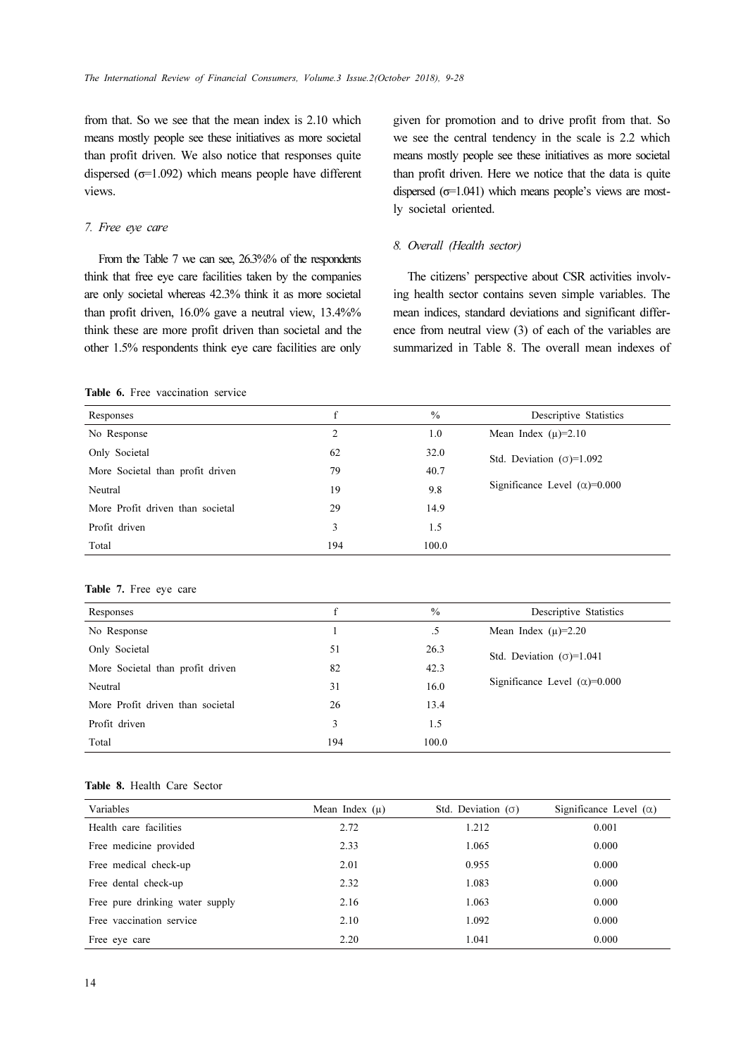from that. So we see that the mean index is 2.10 which means mostly people see these initiatives as more societal than profit driven. We also notice that responses quite dispersed (σ=1.092) which means people have different views.

### *7. Free eye care*

From the Table 7 we can see, 26.3%% of the respondents think that free eye care facilities taken by the companies are only societal whereas 42.3% think it as more societal than profit driven, 16.0% gave a neutral view, 13.4%% think these are more profit driven than societal and the other 1.5% respondents think eye care facilities are only given for promotion and to drive profit from that. So we see the central tendency in the scale is 2.2 which means mostly people see these initiatives as more societal than profit driven. Here we notice that the data is quite dispersed (σ=1.041) which means people's views are mostly societal oriented.

### *8. Overall (Health sector)*

The citizens' perspective about CSR activities involving health sector contains seven simple variables. The mean indices, standard deviations and significant difference from neutral view (3) of each of the variables are summarized in Table 8. The overall mean indexes of

**Table 6.** Free vaccination service

| Responses | f | % | Descriptive Statistics |
|---|---|---|---|
| No Response | 2 | 1.0 | Mean Index (μ)=2.10 |
| Only Societal | 62 | 32.0 | Std. Deviation (σ)=1.092 |
| More Societal than profit driven | 79 | 40.7 | |
| Neutral | 19 | 9.8 | Significance Level (α)=0.000 |
| More Profit driven than societal | 29 | 14.9 | |
| Profit driven | 3 | 1.5 | |
| Total | 194 | 100.0 | |

**Table 7.** Free eye care

| Responses | f | % | Descriptive Statistics |
|---|---|---|---|
| No Response | 1 | .5 | Mean Index (μ)=2.20 |
| Only Societal | 51 | 26.3 | Std. Deviation (σ)=1.041 |
| More Societal than profit driven | 82 | 42.3 | |
| Neutral | 31 | 16.0 | Significance Level (α)=0.000 |
| More Profit driven than societal | 26 | 13.4 | |
| Profit driven | 3 | 1.5 | |
| Total | 194 | 100.0 | |

**Table 8.** Health Care Sector

| Variables | Mean Index (μ) | Std. Deviation (σ) | Significance Level (α) |
|---|---|---|---|
| Health care facilities | 2.72 | 1.212 | 0.001 |
| Free medicine provided | 2.33 | 1.065 | 0.000 |
| Free medical check-up | 2.01 | 0.955 | 0.000 |
| Free dental check-up | 2.32 | 1.083 | 0.000 |
| Free pure drinking water supply | 2.16 | 1.063 | 0.000 |
| Free vaccination service | 2.10 | 1.092 | 0.000 |
| Free eye care | 2.20 | 1.041 | 0.000 |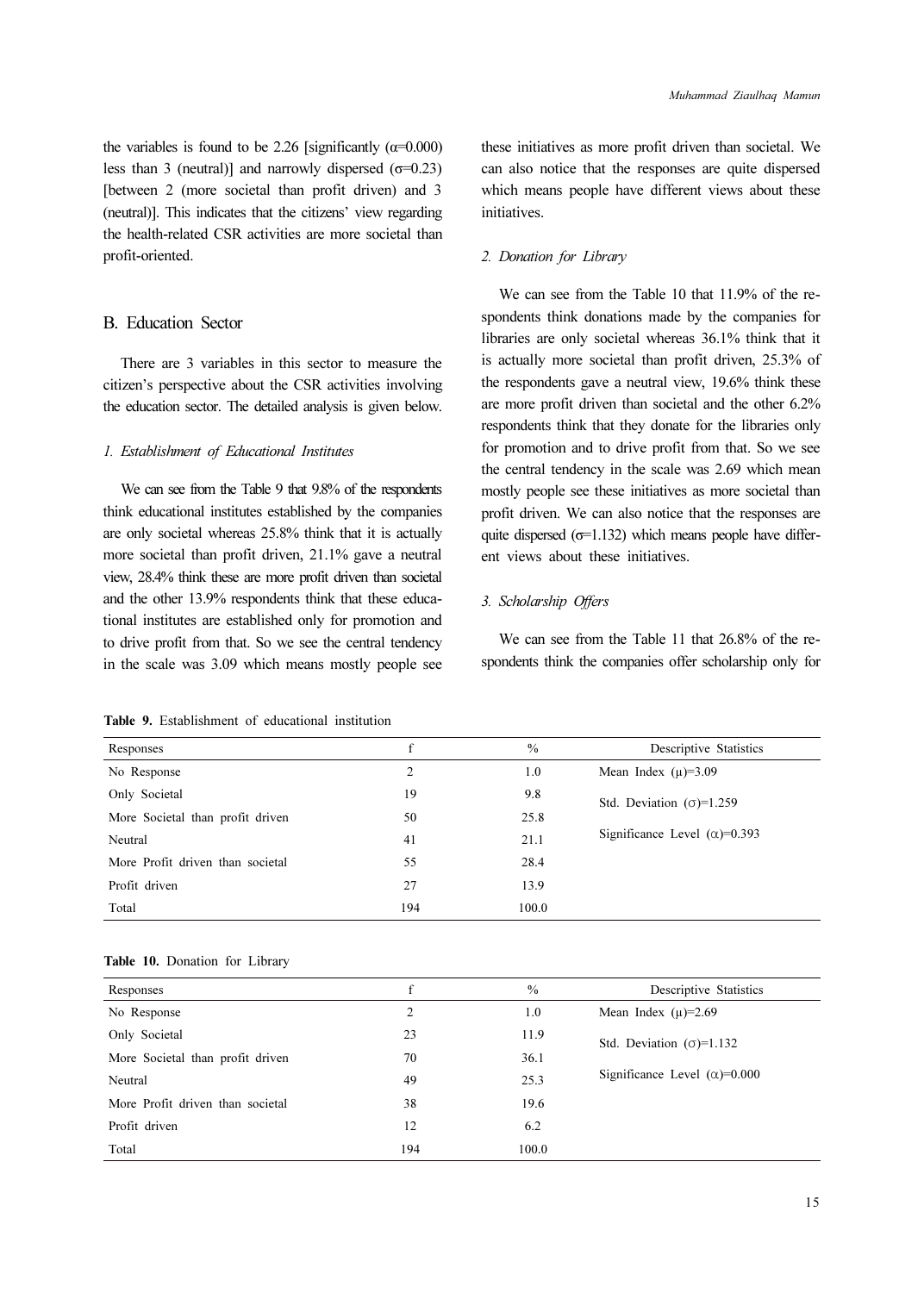the variables is found to be 2.26 [significantly ($\alpha$=0.000) less than 3 (neutral)] and narrowly dispersed ($\sigma$=0.23) [between 2 (more societal than profit driven) and 3 (neutral)]. This indicates that the citizens' view regarding the health-related CSR activities are more societal than profit-oriented.

## B. Education Sector

There are 3 variables in this sector to measure the citizen's perspective about the CSR activities involving the education sector. The detailed analysis is given below.

### *1. Establishment of Educational Institutes*

We can see from the Table 9 that 9.8% of the respondents think educational institutes established by the companies are only societal whereas 25.8% think that it is actually more societal than profit driven, 21.1% gave a neutral view, 28.4% think these are more profit driven than societal and the other 13.9% respondents think that these educational institutes are established only for promotion and to drive profit from that. So we see the central tendency in the scale was 3.09 which means mostly people see these initiatives as more profit driven than societal. We can also notice that the responses are quite dispersed which means people have different views about these initiatives.

### *2. Donation for Library*

We can see from the Table 10 that 11.9% of the respondents think donations made by the companies for libraries are only societal whereas 36.1% think that it is actually more societal than profit driven, 25.3% of the respondents gave a neutral view, 19.6% think these are more profit driven than societal and the other 6.2% respondents think that they donate for the libraries only for promotion and to drive profit from that. So we see the central tendency in the scale was 2.69 which mean mostly people see these initiatives as more societal than profit driven. We can also notice that the responses are quite dispersed ($\sigma$=1.132) which means people have different views about these initiatives.

### *3. Scholarship Offers*

We can see from the Table 11 that 26.8% of the respondents think the companies offer scholarship only for

**Table 9.** Establishment of educational institution

| Responses | f | % | Descriptive Statistics |
|---|---|---|---|
| No Response | 2 | 1.0 | Mean Index ($\mu$)=3.09 |
| Only Societal | 19 | 9.8 | Std. Deviation ($\sigma$)=1.259 |
| More Societal than profit driven | 50 | 25.8 | |
| Neutral | 41 | 21.1 | Significance Level ($\alpha$)=0.393 |
| More Profit driven than societal | 55 | 28.4 | |
| Profit driven | 27 | 13.9 | |
| Total | 194 | 100.0 | |

**Table 10.** Donation for Library

| Responses | f | % | Descriptive Statistics |
|---|---|---|---|
| No Response | 2 | 1.0 | Mean Index ($\mu$)=2.69 |
| Only Societal | 23 | 11.9 | Std. Deviation ($\sigma$)=1.132 |
| More Societal than profit driven | 70 | 36.1 | |
| Neutral | 49 | 25.3 | Significance Level ($\alpha$)=0.000 |
| More Profit driven than societal | 38 | 19.6 | |
| Profit driven | 12 | 6.2 | |
| Total | 194 | 100.0 | |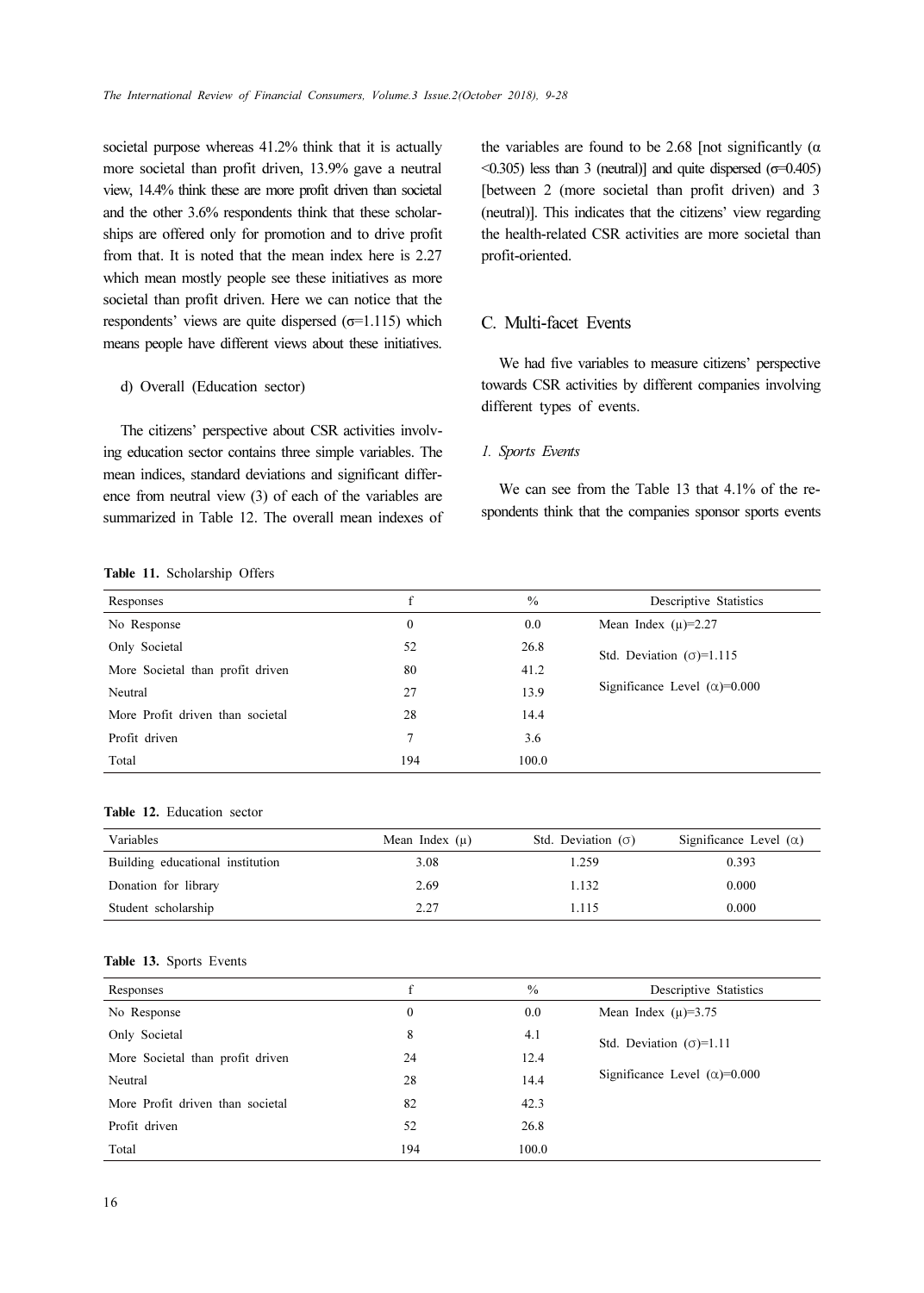societal purpose whereas 41.2% think that it is actually more societal than profit driven, 13.9% gave a neutral view, 14.4% think these are more profit driven than societal and the other 3.6% respondents think that these scholarships are offered only for promotion and to drive profit from that. It is noted that the mean index here is 2.27 which mean mostly people see these initiatives as more societal than profit driven. Here we can notice that the respondents' views are quite dispersed ($\sigma$=1.115) which means people have different views about these initiatives.

d) Overall (Education sector)

The citizens' perspective about CSR activities involving education sector contains three simple variables. The mean indices, standard deviations and significant difference from neutral view (3) of each of the variables are summarized in Table 12. The overall mean indexes of the variables are found to be 2.68 [not significantly ($\alpha$ <0.305) less than 3 (neutral)] and quite dispersed ($\sigma$=0.405) [between 2 (more societal than profit driven) and 3 (neutral)]. This indicates that the citizens' view regarding the health-related CSR activities are more societal than profit-oriented.

## C. Multi-facet Events

We had five variables to measure citizens' perspective towards CSR activities by different companies involving different types of events.

### *1. Sports Events*

We can see from the Table 13 that 4.1% of the respondents think that the companies sponsor sports events

**Table 11.** Scholarship Offers

| Responses | f | % | Descriptive Statistics |
|---|---|---|---|
| No Response | 0 | 0.0 | Mean Index ($\mu$)=2.27 |
| Only Societal | 52 | 26.8 | Std. Deviation ($\sigma$)=1.115 |
| More Societal than profit driven | 80 | 41.2 | |
| Neutral | 27 | 13.9 | Significance Level ($\alpha$)=0.000 |
| More Profit driven than societal | 28 | 14.4 | |
| Profit driven | 7 | 3.6 | |
| Total | 194 | 100.0 | |

**Table 12.** Education sector

| Variables | Mean Index ($\mu$) | Std. Deviation ($\sigma$) | Significance Level ($\alpha$) |
|---|---|---|---|
| Building educational institution | 3.08 | 1.259 | 0.393 |
| Donation for library | 2.69 | 1.132 | 0.000 |
| Student scholarship | 2.27 | 1.115 | 0.000 |

**Table 13.** Sports Events

| Responses | f | % | Descriptive Statistics |
|---|---|---|---|
| No Response | 0 | 0.0 | Mean Index ($\mu$)=3.75 |
| Only Societal | 8 | 4.1 | Std. Deviation ($\sigma$)=1.11 |
| More Societal than profit driven | 24 | 12.4 | |
| Neutral | 28 | 14.4 | Significance Level ($\alpha$)=0.000 |
| More Profit driven than societal | 82 | 42.3 | |
| Profit driven | 52 | 26.8 | |
| Total | 194 | 100.0 | |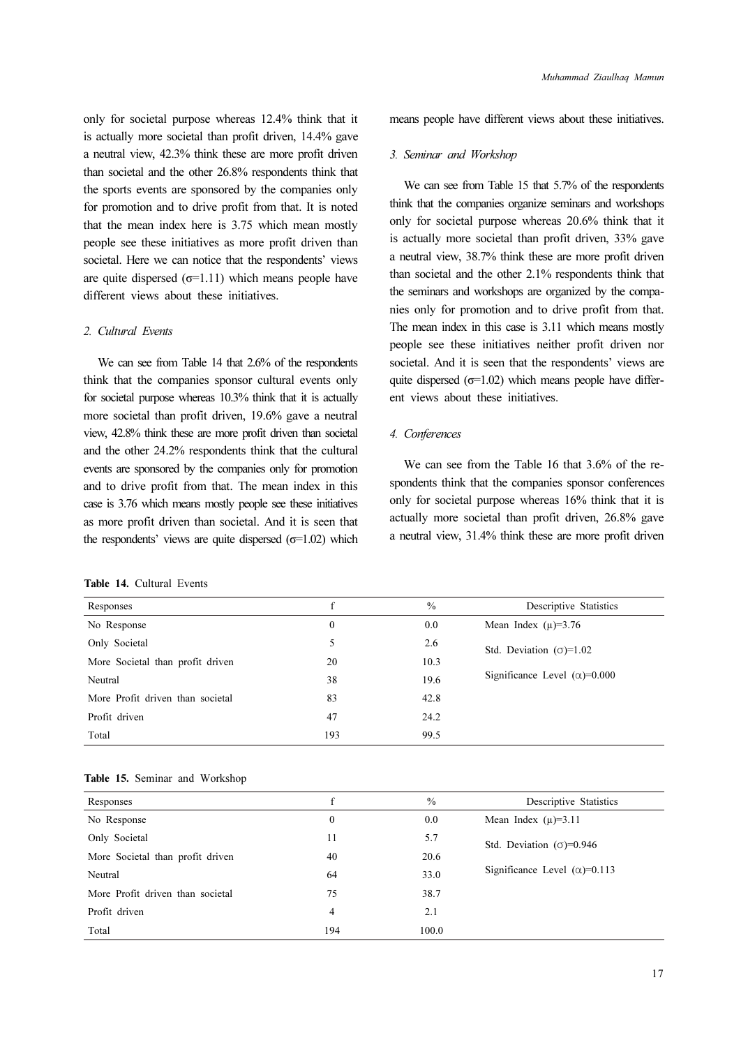only for societal purpose whereas 12.4% think that it is actually more societal than profit driven, 14.4% gave a neutral view, 42.3% think these are more profit driven than societal and the other 26.8% respondents think that the sports events are sponsored by the companies only for promotion and to drive profit from that. It is noted that the mean index here is 3.75 which mean mostly people see these initiatives as more profit driven than societal. Here we can notice that the respondents' views are quite dispersed (σ=1.11) which means people have different views about these initiatives.

*2. Cultural Events*

We can see from Table 14 that 2.6% of the respondents think that the companies sponsor cultural events only for societal purpose whereas 10.3% think that it is actually more societal than profit driven, 19.6% gave a neutral view, 42.8% think these are more profit driven than societal and the other 24.2% respondents think that the cultural events are sponsored by the companies only for promotion and to drive profit from that. The mean index in this case is 3.76 which means mostly people see these initiatives as more profit driven than societal. And it is seen that the respondents' views are quite dispersed (σ=1.02) which means people have different views about these initiatives.

*3. Seminar and Workshop*

We can see from Table 15 that 5.7% of the respondents think that the companies organize seminars and workshops only for societal purpose whereas 20.6% think that it is actually more societal than profit driven, 33% gave a neutral view, 38.7% think these are more profit driven than societal and the other 2.1% respondents think that the seminars and workshops are organized by the companies only for promotion and to drive profit from that. The mean index in this case is 3.11 which means mostly people see these initiatives neither profit driven nor societal. And it is seen that the respondents' views are quite dispersed (σ=1.02) which means people have different views about these initiatives.

*4. Conferences*

We can see from the Table 16 that 3.6% of the respondents think that the companies sponsor conferences only for societal purpose whereas 16% think that it is actually more societal than profit driven, 26.8% gave a neutral view, 31.4% think these are more profit driven

**Table 14.** Cultural Events

| Responses | f | % | Descriptive Statistics |
|---|---|---|---|
| No Response | 0 | 0.0 | Mean Index (μ)=3.76 |
| Only Societal | 5 | 2.6 | Std. Deviation (σ)=1.02 |
| More Societal than profit driven | 20 | 10.3 | |
| Neutral | 38 | 19.6 | Significance Level (α)=0.000 |
| More Profit driven than societal | 83 | 42.8 | |
| Profit driven | 47 | 24.2 | |
| Total | 193 | 99.5 | |

**Table 15.** Seminar and Workshop

| Responses | f | % | Descriptive Statistics |
|---|---|---|---|
| No Response | 0 | 0.0 | Mean Index (μ)=3.11 |
| Only Societal | 11 | 5.7 | Std. Deviation (σ)=0.946 |
| More Societal than profit driven | 40 | 20.6 | |
| Neutral | 64 | 33.0 | Significance Level (α)=0.113 |
| More Profit driven than societal | 75 | 38.7 | |
| Profit driven | 4 | 2.1 | |
| Total | 194 | 100.0 | |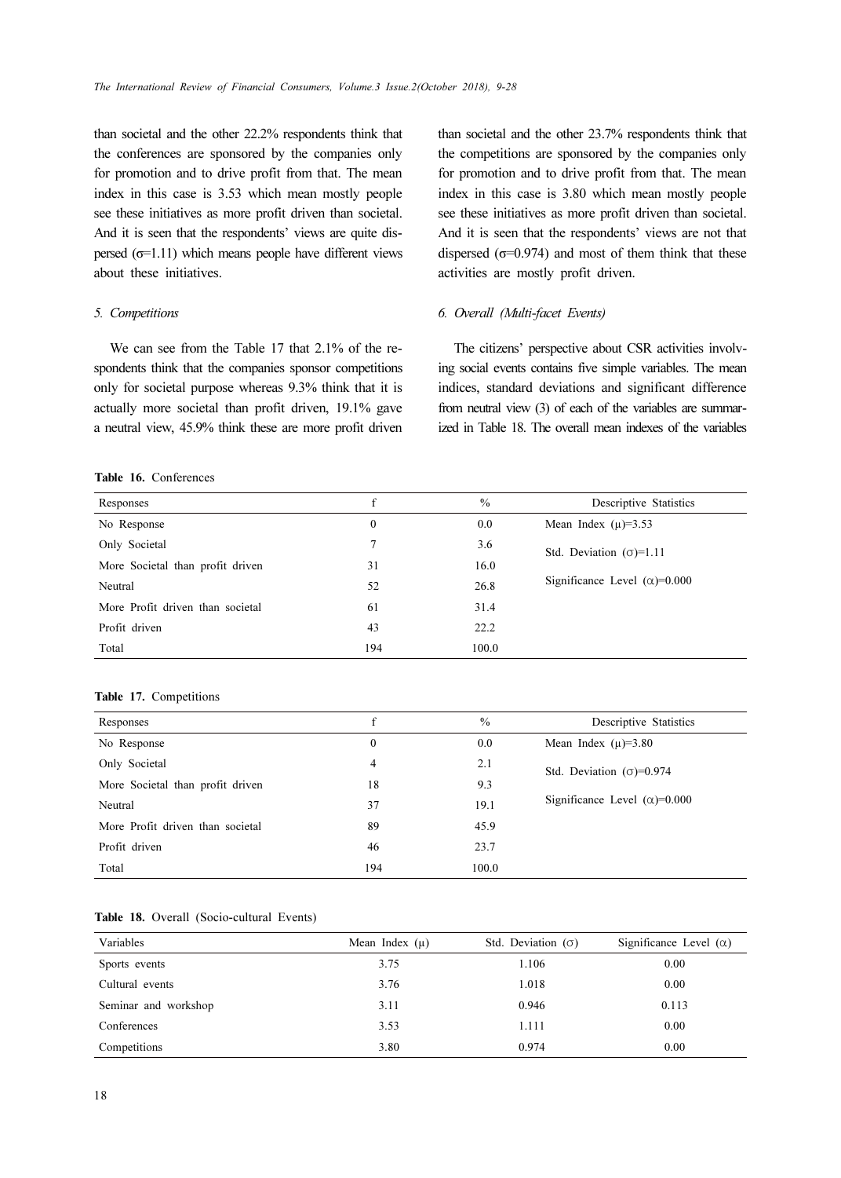than societal and the other 22.2% respondents think that the conferences are sponsored by the companies only for promotion and to drive profit from that. The mean index in this case is 3.53 which mean mostly people see these initiatives as more profit driven than societal. And it is seen that the respondents' views are quite dispersed (σ=1.11) which means people have different views about these initiatives.

### *5. Competitions*

We can see from the Table 17 that 2.1% of the respondents think that the companies sponsor competitions only for societal purpose whereas 9.3% think that it is actually more societal than profit driven, 19.1% gave a neutral view, 45.9% think these are more profit driven than societal and the other 23.7% respondents think that the competitions are sponsored by the companies only for promotion and to drive profit from that. The mean index in this case is 3.80 which mean mostly people see these initiatives as more profit driven than societal. And it is seen that the respondents' views are not that dispersed (σ=0.974) and most of them think that these activities are mostly profit driven.

### *6. Overall (Multi-facet Events)*

The citizens' perspective about CSR activities involving social events contains five simple variables. The mean indices, standard deviations and significant difference from neutral view (3) of each of the variables are summarized in Table 18. The overall mean indexes of the variables

**Table 16.** Conferences

| Responses | f | % | Descriptive Statistics |
|---|---|---|---|
| No Response | 0 | 0.0 | Mean Index (μ)=3.53 |
| Only Societal | 7 | 3.6 | Std. Deviation (σ)=1.11 |
| More Societal than profit driven | 31 | 16.0 | |
| Neutral | 52 | 26.8 | Significance Level (α)=0.000 |
| More Profit driven than societal | 61 | 31.4 | |
| Profit driven | 43 | 22.2 | |
| Total | 194 | 100.0 | |

**Table 17.** Competitions

| Responses | f | % | Descriptive Statistics |
|---|---|---|---|
| No Response | 0 | 0.0 | Mean Index (μ)=3.80 |
| Only Societal | 4 | 2.1 | Std. Deviation (σ)=0.974 |
| More Societal than profit driven | 18 | 9.3 | |
| Neutral | 37 | 19.1 | Significance Level (α)=0.000 |
| More Profit driven than societal | 89 | 45.9 | |
| Profit driven | 46 | 23.7 | |
| Total | 194 | 100.0 | |

**Table 18.** Overall (Socio-cultural Events)

| Variables | Mean Index (μ) | Std. Deviation (σ) | Significance Level (α) |
|---|---|---|---|
| Sports events | 3.75 | 1.106 | 0.00 |
| Cultural events | 3.76 | 1.018 | 0.00 |
| Seminar and workshop | 3.11 | 0.946 | 0.113 |
| Conferences | 3.53 | 1.111 | 0.00 |
| Competitions | 3.80 | 0.974 | 0.00 |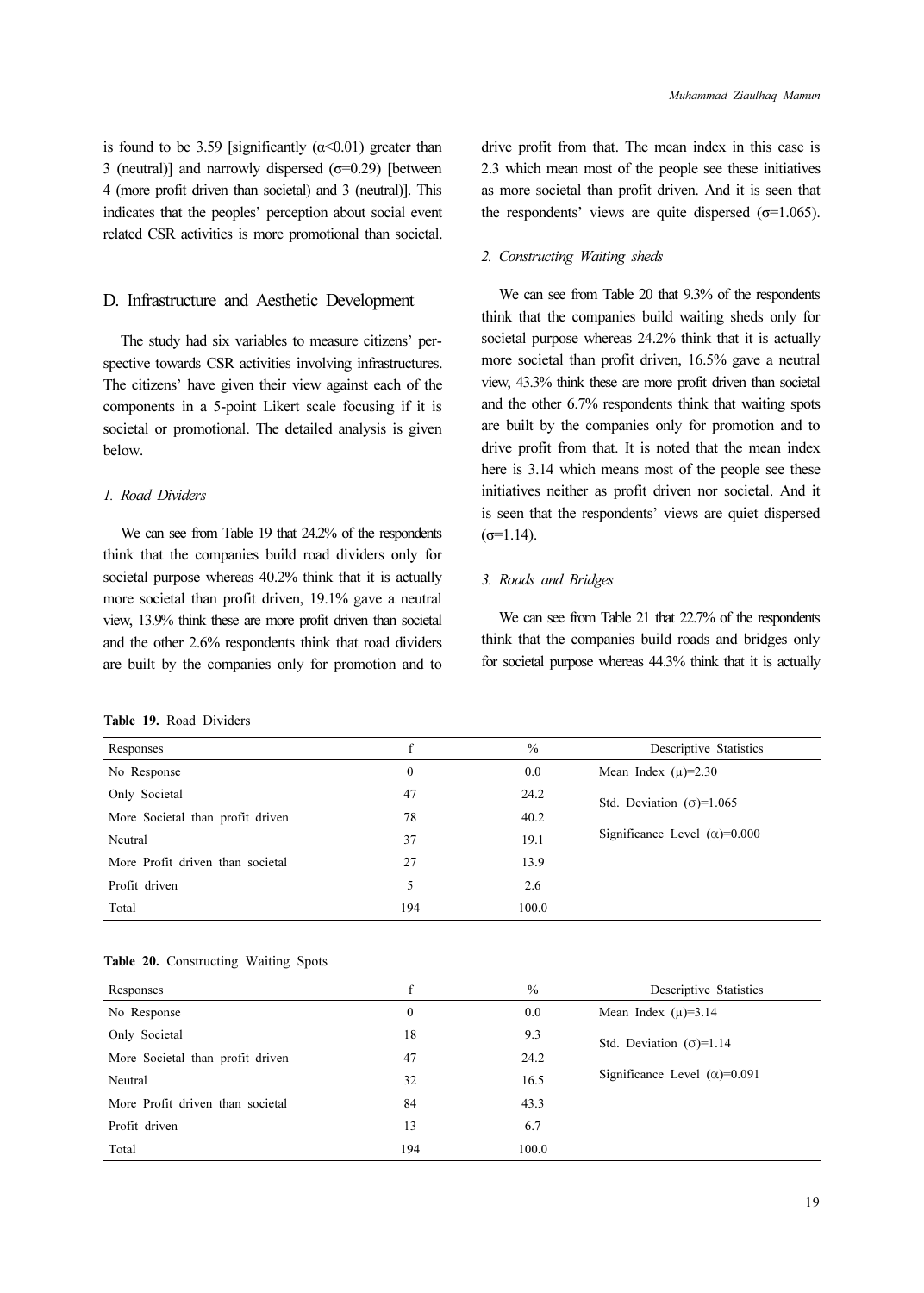is found to be 3.59 [significantly ($\alpha$<0.01) greater than 3 (neutral)] and narrowly dispersed ($\sigma$=0.29) [between 4 (more profit driven than societal) and 3 (neutral)]. This indicates that the peoples' perception about social event related CSR activities is more promotional than societal.

## D. Infrastructure and Aesthetic Development

The study had six variables to measure citizens' perspective towards CSR activities involving infrastructures. The citizens' have given their view against each of the components in a 5-point Likert scale focusing if it is societal or promotional. The detailed analysis is given below.

### *1. Road Dividers*

We can see from Table 19 that 24.2% of the respondents think that the companies build road dividers only for societal purpose whereas 40.2% think that it is actually more societal than profit driven, 19.1% gave a neutral view, 13.9% think these are more profit driven than societal and the other 2.6% respondents think that road dividers are built by the companies only for promotion and to drive profit from that. The mean index in this case is 2.3 which mean most of the people see these initiatives as more societal than profit driven. And it is seen that the respondents' views are quite dispersed ($\sigma$=1.065).

### *2. Constructing Waiting sheds*

We can see from Table 20 that 9.3% of the respondents think that the companies build waiting sheds only for societal purpose whereas 24.2% think that it is actually more societal than profit driven, 16.5% gave a neutral view, 43.3% think these are more profit driven than societal and the other 6.7% respondents think that waiting spots are built by the companies only for promotion and to drive profit from that. It is noted that the mean index here is 3.14 which means most of the people see these initiatives neither as profit driven nor societal. And it is seen that the respondents' views are quiet dispersed ($\sigma$=1.14).

### *3. Roads and Bridges*

We can see from Table 21 that 22.7% of the respondents think that the companies build roads and bridges only for societal purpose whereas 44.3% think that it is actually

**Table 19.** Road Dividers

| Responses | f | % | Descriptive Statistics |
|---|---|---|---|
| No Response | 0 | 0.0 | Mean Index ($\mu$)=2.30 |
| Only Societal | 47 | 24.2 | Std. Deviation ($\sigma$)=1.065 |
| More Societal than profit driven | 78 | 40.2 | |
| Neutral | 37 | 19.1 | Significance Level ($\alpha$)=0.000 |
| More Profit driven than societal | 27 | 13.9 | |
| Profit driven | 5 | 2.6 | |
| Total | 194 | 100.0 | |

**Table 20.** Constructing Waiting Spots

| Responses | f | % | Descriptive Statistics |
|---|---|---|---|
| No Response | 0 | 0.0 | Mean Index ($\mu$)=3.14 |
| Only Societal | 18 | 9.3 | Std. Deviation ($\sigma$)=1.14 |
| More Societal than profit driven | 47 | 24.2 | |
| Neutral | 32 | 16.5 | Significance Level ($\alpha$)=0.091 |
| More Profit driven than societal | 84 | 43.3 | |
| Profit driven | 13 | 6.7 | |
| Total | 194 | 100.0 | |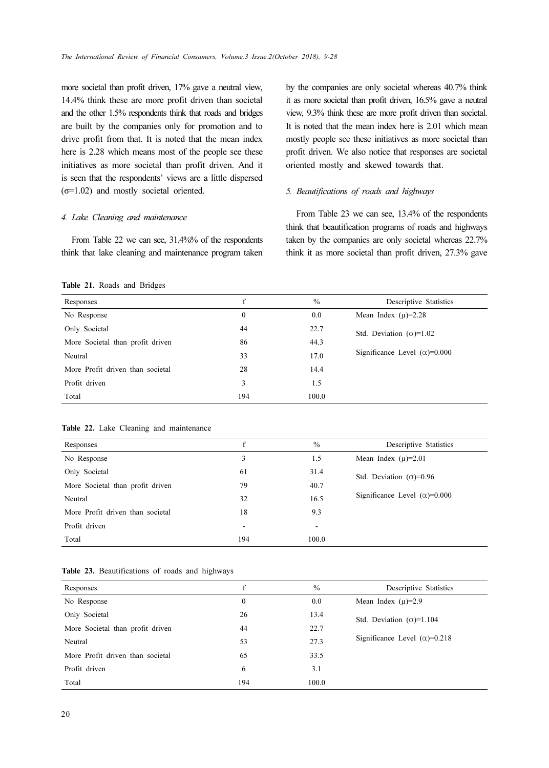more societal than profit driven, 17% gave a neutral view, 14.4% think these are more profit driven than societal and the other 1.5% respondents think that roads and bridges are built by the companies only for promotion and to drive profit from that. It is noted that the mean index here is 2.28 which means most of the people see these initiatives as more societal than profit driven. And it is seen that the respondents' views are a little dispersed (σ=1.02) and mostly societal oriented.

#### *4. Lake Cleaning and maintenance*

From Table 22 we can see, 31.4%% of the respondents think that lake cleaning and maintenance program taken by the companies are only societal whereas 40.7% think it as more societal than profit driven, 16.5% gave a neutral view, 9.3% think these are more profit driven than societal. It is noted that the mean index here is 2.01 which mean mostly people see these initiatives as more societal than profit driven. We also notice that responses are societal oriented mostly and skewed towards that.

#### *5. Beautifications of roads and highways*

From Table 23 we can see, 13.4% of the respondents think that beautification programs of roads and highways taken by the companies are only societal whereas 22.7% think it as more societal than profit driven, 27.3% gave

**Table 21.** Roads and Bridges

| Responses | f | % | Descriptive Statistics |
|---|---|---|---|
| No Response | 0 | 0.0 | Mean Index (μ)=2.28 |
| Only Societal | 44 | 22.7 | Std. Deviation (σ)=1.02 |
| More Societal than profit driven | 86 | 44.3 | |
| Neutral | 33 | 17.0 | Significance Level (α)=0.000 |
| More Profit driven than societal | 28 | 14.4 | |
| Profit driven | 3 | 1.5 | |
| Total | 194 | 100.0 | |

**Table 22.** Lake Cleaning and maintenance

| Responses | f | % | Descriptive Statistics |
|---|---|---|---|
| No Response | 3 | 1.5 | Mean Index (μ)=2.01 |
| Only Societal | 61 | 31.4 | Std. Deviation (σ)=0.96 |
| More Societal than profit driven | 79 | 40.7 | |
| Neutral | 32 | 16.5 | Significance Level (α)=0.000 |
| More Profit driven than societal | 18 | 9.3 | |
| Profit driven | - | - | |
| Total | 194 | 100.0 | |

**Table 23.** Beautifications of roads and highways

| Responses | f | % | Descriptive Statistics |
|---|---|---|---|
| No Response | 0 | 0.0 | Mean Index (μ)=2.9 |
| Only Societal | 26 | 13.4 | Std. Deviation (σ)=1.104 |
| More Societal than profit driven | 44 | 22.7 | |
| Neutral | 53 | 27.3 | Significance Level (α)=0.218 |
| More Profit driven than societal | 65 | 33.5 | |
| Profit driven | 6 | 3.1 | |
| Total | 194 | 100.0 | |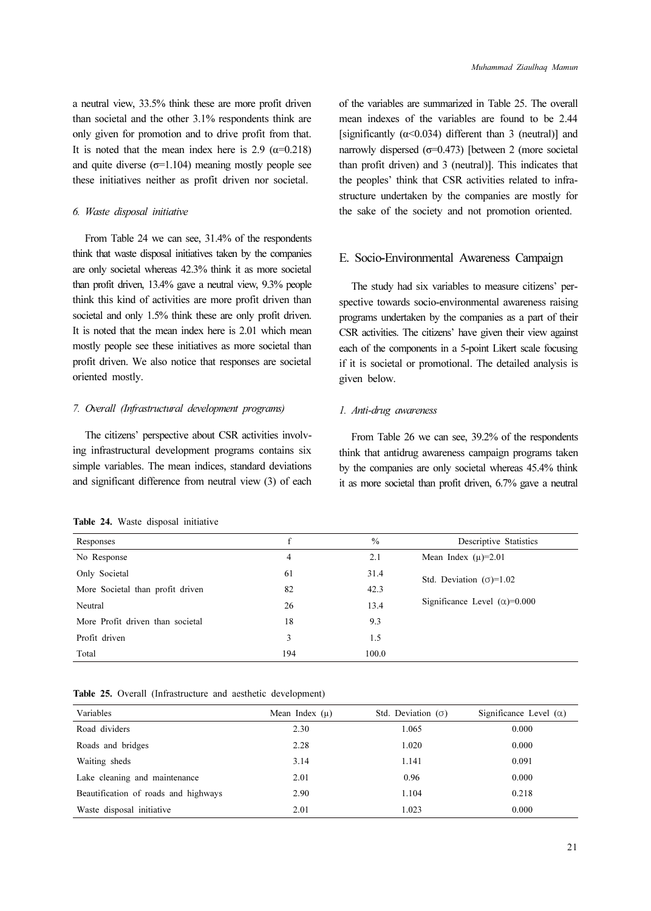a neutral view, 33.5% think these are more profit driven than societal and the other 3.1% respondents think are only given for promotion and to drive profit from that. It is noted that the mean index here is 2.9 ($\alpha$=0.218) and quite diverse ($\sigma$=1.104) meaning mostly people see these initiatives neither as profit driven nor societal.

#### *6. Waste disposal initiative*

From Table 24 we can see, 31.4% of the respondents think that waste disposal initiatives taken by the companies are only societal whereas 42.3% think it as more societal than profit driven, 13.4% gave a neutral view, 9.3% people think this kind of activities are more profit driven than societal and only 1.5% think these are only profit driven. It is noted that the mean index here is 2.01 which mean mostly people see these initiatives as more societal than profit driven. We also notice that responses are societal oriented mostly.

#### *7. Overall (Infrastructural development programs)*

The citizens' perspective about CSR activities involving infrastructural development programs contains six simple variables. The mean indices, standard deviations and significant difference from neutral view (3) of each of the variables are summarized in Table 25. The overall mean indexes of the variables are found to be 2.44 [significantly ($\alpha$<0.034) different than 3 (neutral)] and narrowly dispersed ($\sigma$=0.473) [between 2 (more societal than profit driven) and 3 (neutral)]. This indicates that the peoples' think that CSR activities related to infrastructure undertaken by the companies are mostly for the sake of the society and not promotion oriented.

## E. Socio-Environmental Awareness Campaign

The study had six variables to measure citizens' perspective towards socio-environmental awareness raising programs undertaken by the companies as a part of their CSR activities. The citizens' have given their view against each of the components in a 5-point Likert scale focusing if it is societal or promotional. The detailed analysis is given below.

#### *1. Anti-drug awareness*

From Table 26 we can see, 39.2% of the respondents think that antidrug awareness campaign programs taken by the companies are only societal whereas 45.4% think it as more societal than profit driven, 6.7% gave a neutral

**Table 24.** Waste disposal initiative

| Responses | f | % | Descriptive Statistics |
|---|---|---|---|
| No Response | 4 | 2.1 | Mean Index ($\mu$)=2.01 |
| Only Societal | 61 | 31.4 | Std. Deviation ($\sigma$)=1.02 |
| More Societal than profit driven | 82 | 42.3 | |
| Neutral | 26 | 13.4 | Significance Level ($\alpha$)=0.000 |
| More Profit driven than societal | 18 | 9.3 | |
| Profit driven | 3 | 1.5 | |
| Total | 194 | 100.0 | |

**Table 25.** Overall (Infrastructure and aesthetic development)

| Variables | Mean Index ($\mu$) | Std. Deviation ($\sigma$) | Significance Level ($\alpha$) |
|---|---|---|---|
| Road dividers | 2.30 | 1.065 | 0.000 |
| Roads and bridges | 2.28 | 1.020 | 0.000 |
| Waiting sheds | 3.14 | 1.141 | 0.091 |
| Lake cleaning and maintenance | 2.01 | 0.96 | 0.000 |
| Beautification of roads and highways | 2.90 | 1.104 | 0.218 |
| Waste disposal initiative | 2.01 | 1.023 | 0.000 |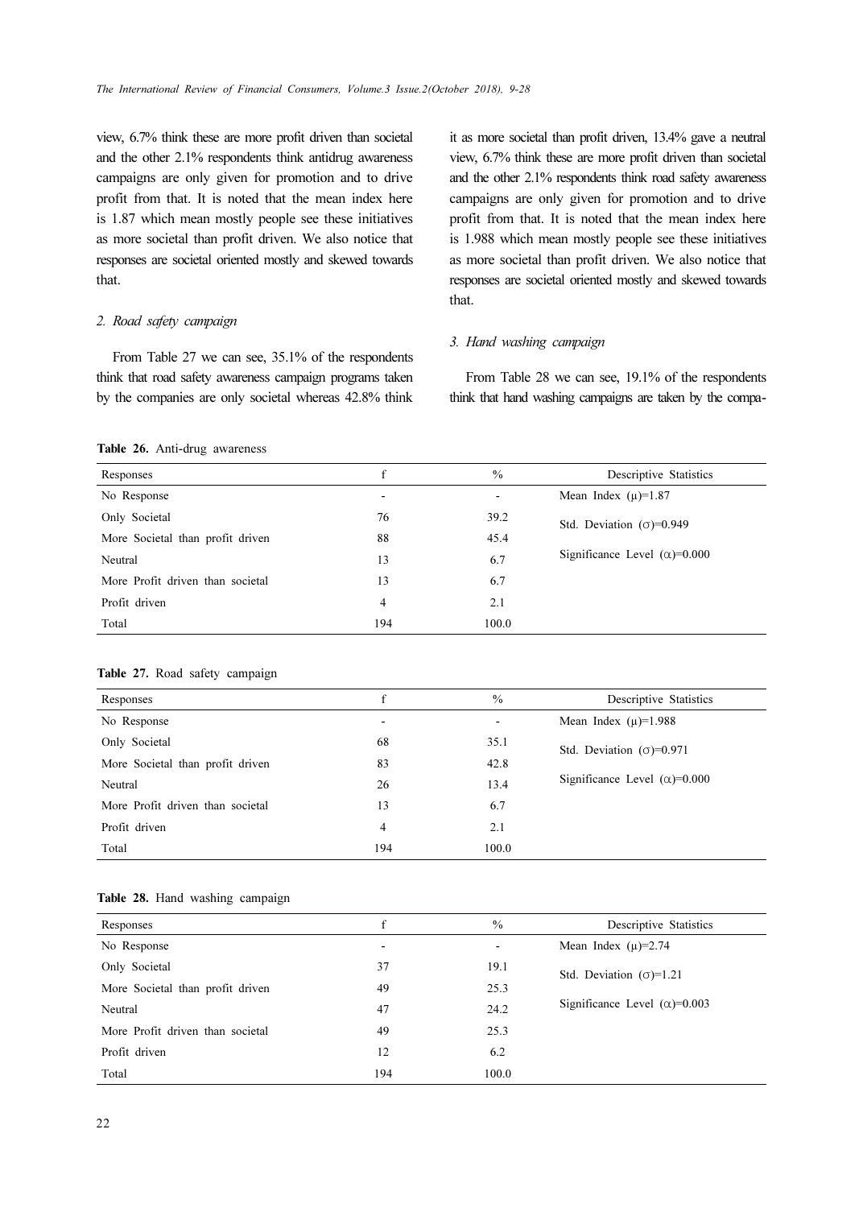view, 6.7% think these are more profit driven than societal and the other 2.1% respondents think antidrug awareness campaigns are only given for promotion and to drive profit from that. It is noted that the mean index here is 1.87 which mean mostly people see these initiatives as more societal than profit driven. We also notice that responses are societal oriented mostly and skewed towards that.

*2. Road safety campaign*

From Table 27 we can see, 35.1% of the respondents think that road safety awareness campaign programs taken by the companies are only societal whereas 42.8% think it as more societal than profit driven, 13.4% gave a neutral view, 6.7% think these are more profit driven than societal and the other 2.1% respondents think road safety awareness campaigns are only given for promotion and to drive profit from that. It is noted that the mean index here is 1.988 which mean mostly people see these initiatives as more societal than profit driven. We also notice that responses are societal oriented mostly and skewed towards that.

*3. Hand washing campaign*

From Table 28 we can see, 19.1% of the respondents think that hand washing campaigns are taken by the compa-

**Table 26.** Anti-drug awareness

| Responses | f | % | Descriptive Statistics |
|---|---|---|---|
| No Response | - | - | Mean Index (μ)=1.87 |
| Only Societal | 76 | 39.2 | Std. Deviation (σ)=0.949 |
| More Societal than profit driven | 88 | 45.4 | |
| Neutral | 13 | 6.7 | Significance Level (α)=0.000 |
| More Profit driven than societal | 13 | 6.7 | |
| Profit driven | 4 | 2.1 | |
| Total | 194 | 100.0 | |

**Table 27.** Road safety campaign

| Responses | f | % | Descriptive Statistics |
|---|---|---|---|
| No Response | - | - | Mean Index (μ)=1.988 |
| Only Societal | 68 | 35.1 | Std. Deviation (σ)=0.971 |
| More Societal than profit driven | 83 | 42.8 | |
| Neutral | 26 | 13.4 | Significance Level (α)=0.000 |
| More Profit driven than societal | 13 | 6.7 | |
| Profit driven | 4 | 2.1 | |
| Total | 194 | 100.0 | |

**Table 28.** Hand washing campaign

| Responses | f | % | Descriptive Statistics |
|---|---|---|---|
| No Response | - | - | Mean Index (μ)=2.74 |
| Only Societal | 37 | 19.1 | Std. Deviation (σ)=1.21 |
| More Societal than profit driven | 49 | 25.3 | |
| Neutral | 47 | 24.2 | Significance Level (α)=0.003 |
| More Profit driven than societal | 49 | 25.3 | |
| Profit driven | 12 | 6.2 | |
| Total | 194 | 100.0 | |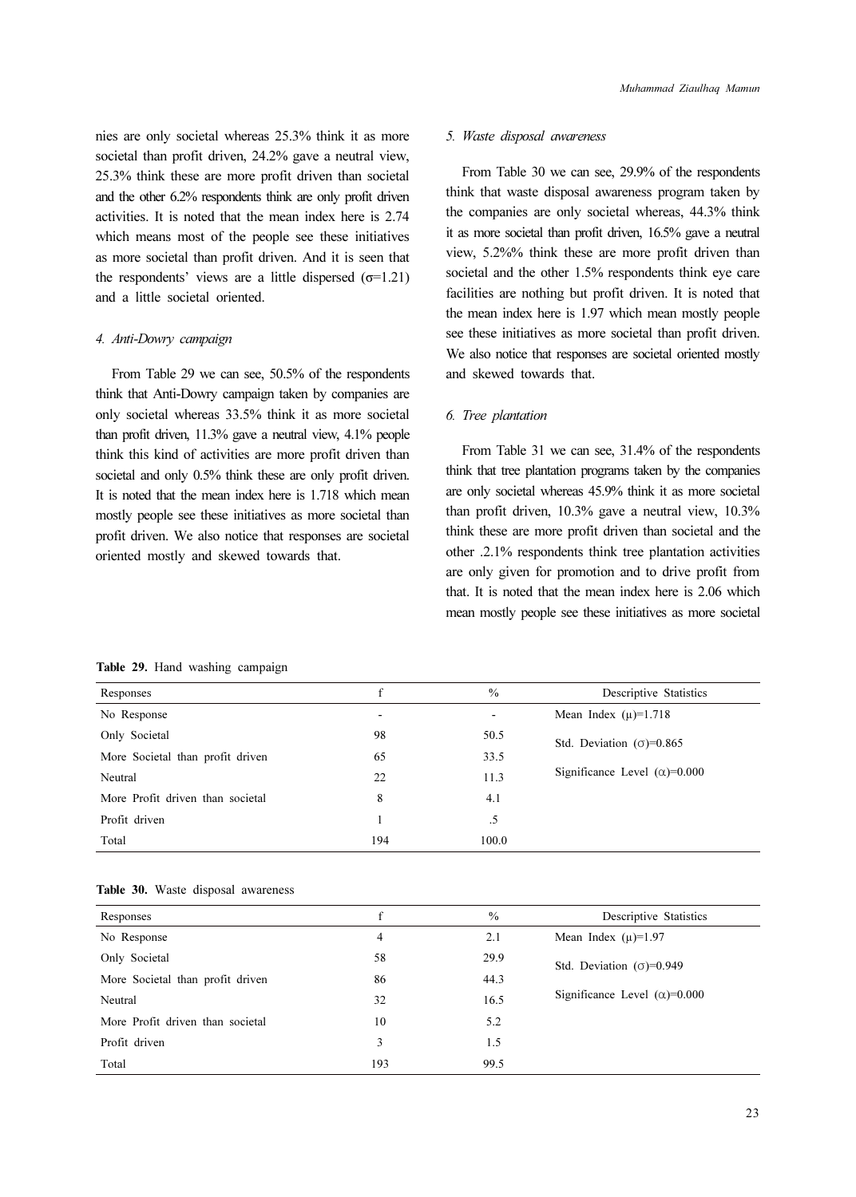nies are only societal whereas 25.3% think it as more societal than profit driven, 24.2% gave a neutral view, 25.3% think these are more profit driven than societal and the other 6.2% respondents think are only profit driven activities. It is noted that the mean index here is 2.74 which means most of the people see these initiatives as more societal than profit driven. And it is seen that the respondents' views are a little dispersed (σ=1.21) and a little societal oriented.

#### *4. Anti-Dowry campaign*

From Table 29 we can see, 50.5% of the respondents think that Anti-Dowry campaign taken by companies are only societal whereas 33.5% think it as more societal than profit driven, 11.3% gave a neutral view, 4.1% people think this kind of activities are more profit driven than societal and only 0.5% think these are only profit driven. It is noted that the mean index here is 1.718 which mean mostly people see these initiatives as more societal than profit driven. We also notice that responses are societal oriented mostly and skewed towards that.

#### *5. Waste disposal awareness*

From Table 30 we can see, 29.9% of the respondents think that waste disposal awareness program taken by the companies are only societal whereas, 44.3% think it as more societal than profit driven, 16.5% gave a neutral view, 5.2%% think these are more profit driven than societal and the other 1.5% respondents think eye care facilities are nothing but profit driven. It is noted that the mean index here is 1.97 which mean mostly people see these initiatives as more societal than profit driven. We also notice that responses are societal oriented mostly and skewed towards that.

#### *6. Tree plantation*

From Table 31 we can see, 31.4% of the respondents think that tree plantation programs taken by the companies are only societal whereas 45.9% think it as more societal than profit driven, 10.3% gave a neutral view, 10.3% think these are more profit driven than societal and the other .2.1% respondents think tree plantation activities are only given for promotion and to drive profit from that. It is noted that the mean index here is 2.06 which mean mostly people see these initiatives as more societal

**Table 29.** Hand washing campaign

| Responses | f | % | Descriptive Statistics |
|---|---|---|---|
| No Response | - | - | Mean Index (μ)=1.718 |
| Only Societal | 98 | 50.5 | Std. Deviation (σ)=0.865 |
| More Societal than profit driven | 65 | 33.5 | |
| Neutral | 22 | 11.3 | Significance Level (α)=0.000 |
| More Profit driven than societal | 8 | 4.1 | |
| Profit driven | 1 | .5 | |
| Total | 194 | 100.0 | |

**Table 30.** Waste disposal awareness

| Responses | f | % | Descriptive Statistics |
|---|---|---|---|
| No Response | 4 | 2.1 | Mean Index (μ)=1.97 |
| Only Societal | 58 | 29.9 | Std. Deviation (σ)=0.949 |
| More Societal than profit driven | 86 | 44.3 | |
| Neutral | 32 | 16.5 | Significance Level (α)=0.000 |
| More Profit driven than societal | 10 | 5.2 | |
| Profit driven | 3 | 1.5 | |
| Total | 193 | 99.5 | |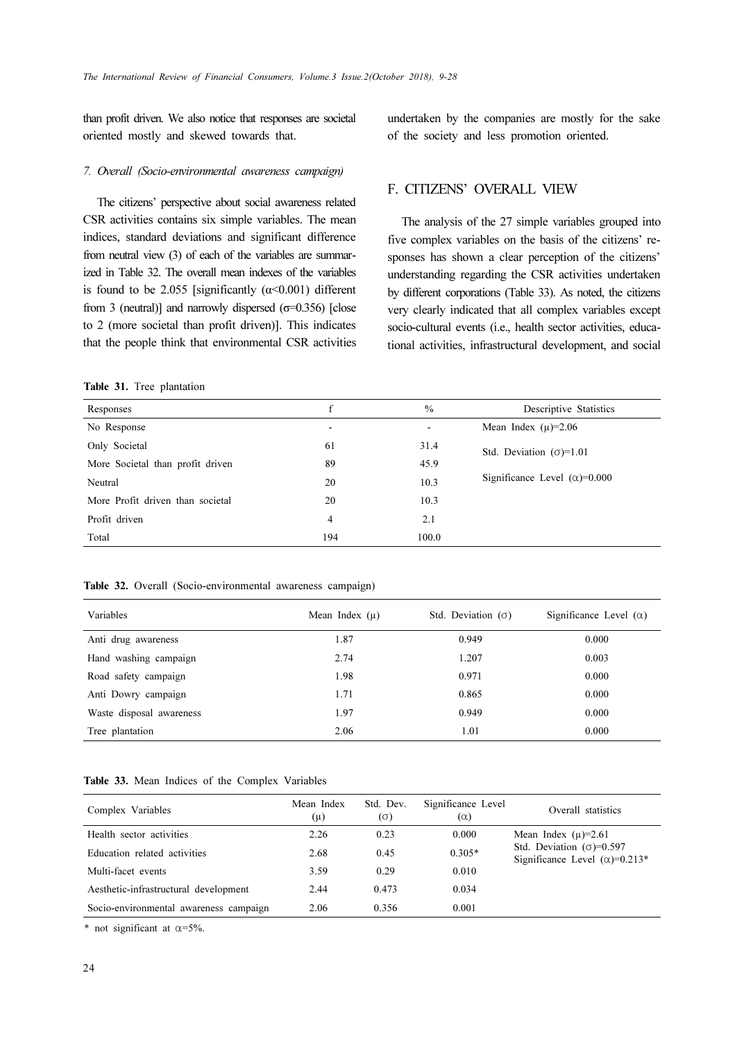than profit driven. We also notice that responses are societal oriented mostly and skewed towards that.

*7. Overall (Socio-environmental awareness campaign)*

The citizens' perspective about social awareness related CSR activities contains six simple variables. The mean indices, standard deviations and significant difference from neutral view (3) of each of the variables are summarized in Table 32. The overall mean indexes of the variables is found to be 2.055 [significantly ($\alpha$<0.001) different from 3 (neutral)] and narrowly dispersed ($\sigma$=0.356) [close to 2 (more societal than profit driven)]. This indicates that the people think that environmental CSR activities undertaken by the companies are mostly for the sake of the society and less promotion oriented.

## F. CITIZENS' OVERALL VIEW

The analysis of the 27 simple variables grouped into five complex variables on the basis of the citizens' responses has shown a clear perception of the citizens' understanding regarding the CSR activities undertaken by different corporations (Table 33). As noted, the citizens very clearly indicated that all complex variables except socio-cultural events (i.e., health sector activities, educational activities, infrastructural development, and social

**Table 31.** Tree plantation

| Responses | f | % | Descriptive Statistics |
|---|---|---|---|
| No Response | - | - | Mean Index ($\mu$)=2.06 |
| Only Societal | 61 | 31.4 | Std. Deviation ($\sigma$)=1.01 |
| More Societal than profit driven | 89 | 45.9 | |
| Neutral | 20 | 10.3 | Significance Level ($\alpha$)=0.000 |
| More Profit driven than societal | 20 | 10.3 | |
| Profit driven | 4 | 2.1 | |
| Total | 194 | 100.0 | |

**Table 32.** Overall (Socio-environmental awareness campaign)

| Variables | Mean Index ($\mu$) | Std. Deviation ($\sigma$) | Significance Level ($\alpha$) |
|---|---|---|---|
| Anti drug awareness | 1.87 | 0.949 | 0.000 |
| Hand washing campaign | 2.74 | 1.207 | 0.003 |
| Road safety campaign | 1.98 | 0.971 | 0.000 |
| Anti Dowry campaign | 1.71 | 0.865 | 0.000 |
| Waste disposal awareness | 1.97 | 0.949 | 0.000 |
| Tree plantation | 2.06 | 1.01 | 0.000 |

**Table 33.** Mean Indices of the Complex Variables

| Complex Variables | Mean Index ($\mu$) | Std. Dev. ($\sigma$) | Significance Level ($\alpha$) | Overall statistics |
|---|---|---|---|---|
| Health sector activities | 2.26 | 0.23 | 0.000 | Mean Index ($\mu$)=2.61 |
| Education related activities | 2.68 | 0.45 | 0.305* | Std. Deviation ($\sigma$)=0.597 Significance Level ($\alpha$)=0.213* |
| Multi-facet events | 3.59 | 0.29 | 0.010 | |
| Aesthetic-infrastructural development | 2.44 | 0.473 | 0.034 | |
| Socio-environmental awareness campaign | 2.06 | 0.356 | 0.001 | |

\* not significant at $\alpha$=5%.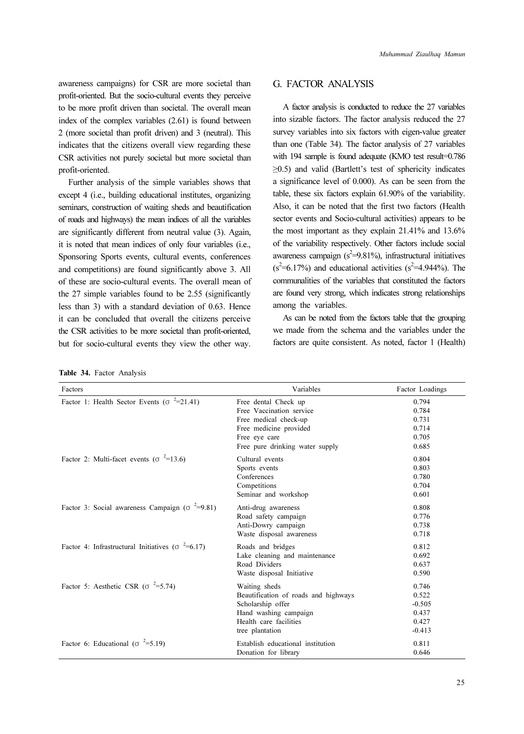awareness campaigns) for CSR are more societal than profit-oriented. But the socio-cultural events they perceive to be more profit driven than societal. The overall mean index of the complex variables (2.61) is found between 2 (more societal than profit driven) and 3 (neutral). This indicates that the citizens overall view regarding these CSR activities not purely societal but more societal than profit-oriented.

Further analysis of the simple variables shows that except 4 (i.e., building educational institutes, organizing seminars, construction of waiting sheds and beautification of roads and highways) the mean indices of all the variables are significantly different from neutral value (3). Again, it is noted that mean indices of only four variables (i.e., Sponsoring Sports events, cultural events, conferences and competitions) are found significantly above 3. All of these are socio-cultural events. The overall mean of the 27 simple variables found to be 2.55 (significantly less than 3) with a standard deviation of 0.63. Hence it can be concluded that overall the citizens perceive the CSR activities to be more societal than profit-oriented, but for socio-cultural events they view the other way.

## G. FACTOR ANALYSIS

A factor analysis is conducted to reduce the 27 variables into sizable factors. The factor analysis reduced the 27 survey variables into six factors with eigen-value greater than one (Table 34). The factor analysis of 27 variables with 194 sample is found adequate (KMO test result=0.786 $\geq$0.5) and valid (Bartlett's test of sphericity indicates a significance level of 0.000). As can be seen from the table, these six factors explain 61.90% of the variability. Also, it can be noted that the first two factors (Health sector events and Socio-cultural activities) appears to be the most important as they explain 21.41% and 13.6% of the variability respectively. Other factors include social awareness campaign ($s^2$=9.81%), infrastructural initiatives ($s^2$=6.17%) and educational activities ($s^2$=4.944%). The communalities of the variables that constituted the factors are found very strong, which indicates strong relationships among the variables.

As can be noted from the factors table that the grouping we made from the schema and the variables under the factors are quite consistent. As noted, factor 1 (Health)

**Table 34.** Factor Analysis

| Factors | Variables | Factor Loadings |
|---|---|---|
| Factor 1: Health Sector Events ($\sigma^2$=21.41) | Free dental Check up | 0.794 |
| | Free Vaccination service | 0.784 |
| | Free medical check-up | 0.731 |
| | Free medicine provided | 0.714 |
| | Free eye care | 0.705 |
| | Free pure drinking water supply | 0.685 |
| Factor 2: Multi-facet events ($\sigma^2$=13.6) | Cultural events | 0.804 |
| | Sports events | 0.803 |
| | Conferences | 0.780 |
| | Competitions | 0.704 |
| | Seminar and workshop | 0.601 |
| Factor 3: Social awareness Campaign ($\sigma^2$=9.81) | Anti-drug awareness | 0.808 |
| | Road safety campaign | 0.776 |
| | Anti-Dowry campaign | 0.738 |
| | Waste disposal awareness | 0.718 |
| Factor 4: Infrastructural Initiatives ($\sigma^2$=6.17) | Roads and bridges | 0.812 |
| | Lake cleaning and maintenance | 0.692 |
| | Road Dividers | 0.637 |
| | Waste disposal Initiative | 0.590 |
| Factor 5: Aesthetic CSR ($\sigma^2$=5.74) | Waiting sheds | 0.746 |
| | Beautification of roads and highways | 0.522 |
| | Scholarship offer | -0.505 |
| | Hand washing campaign | 0.437 |
| | Health care facilities | 0.427 |
| | tree plantation | -0.413 |
| Factor 6: Educational ($\sigma^2$=5.19) | Establish educational institution | 0.811 |
| | Donation for library | 0.646 |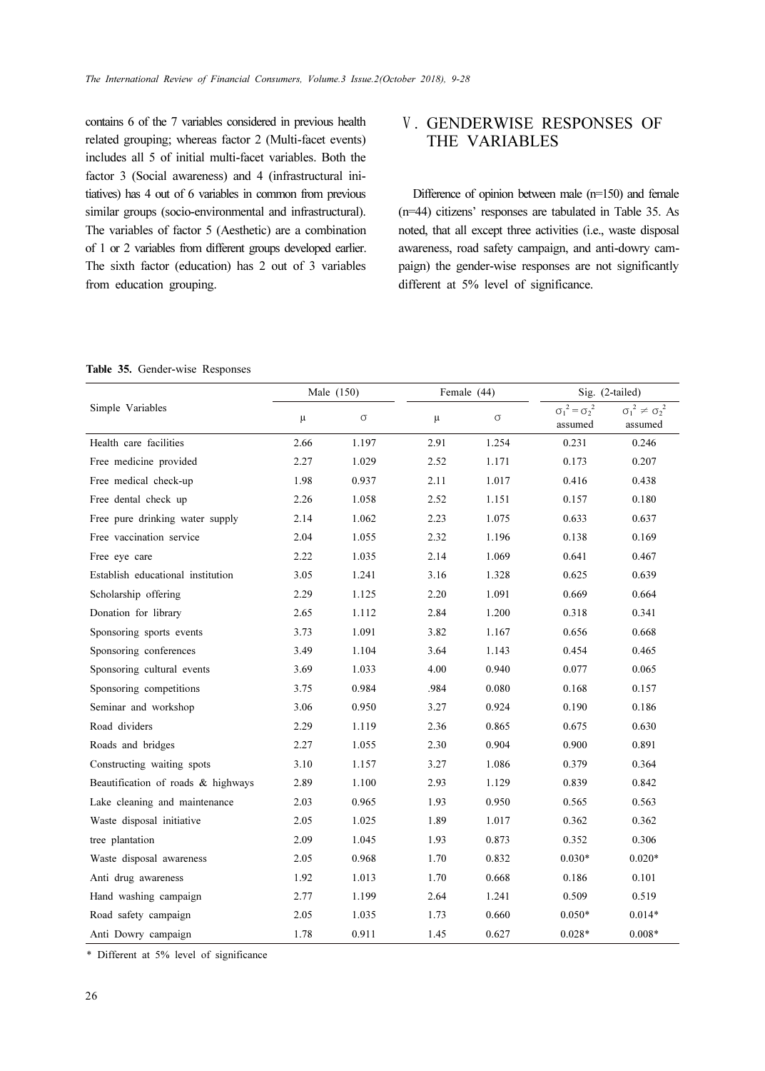contains 6 of the 7 variables considered in previous health related grouping; whereas factor 2 (Multi-facet events) includes all 5 of initial multi-facet variables. Both the factor 3 (Social awareness) and 4 (infrastructural initiatives) has 4 out of 6 variables in common from previous similar groups (socio-environmental and infrastructural). The variables of factor 5 (Aesthetic) are a combination of 1 or 2 variables from different groups developed earlier. The sixth factor (education) has 2 out of 3 variables from education grouping.

## Ⅴ. GENDERWISE RESPONSES OF THE VARIABLES

Difference of opinion between male (n=150) and female (n=44) citizens' responses are tabulated in Table 35. As noted, that all except three activities (i.e., waste disposal awareness, road safety campaign, and anti-dowry campaign) the gender-wise responses are not significantly different at 5% level of significance.

**Table 35.** Gender-wise Responses

| Simple Variables | Male (150) | | Female (44) | | Sig. (2-tailed) | |
|---|---|---|---|---|---|---|
| | μ | σ | μ | σ | $\sigma_1^2 = \sigma_2^2$ assumed | $\sigma_1^2 \neq \sigma_2^2$ assumed |
| Health care facilities | 2.66 | 1.197 | 2.91 | 1.254 | 0.231 | 0.246 |
| Free medicine provided | 2.27 | 1.029 | 2.52 | 1.171 | 0.173 | 0.207 |
| Free medical check-up | 1.98 | 0.937 | 2.11 | 1.017 | 0.416 | 0.438 |
| Free dental check up | 2.26 | 1.058 | 2.52 | 1.151 | 0.157 | 0.180 |
| Free pure drinking water supply | 2.14 | 1.062 | 2.23 | 1.075 | 0.633 | 0.637 |
| Free vaccination service | 2.04 | 1.055 | 2.32 | 1.196 | 0.138 | 0.169 |
| Free eye care | 2.22 | 1.035 | 2.14 | 1.069 | 0.641 | 0.467 |
| Establish educational institution | 3.05 | 1.241 | 3.16 | 1.328 | 0.625 | 0.639 |
| Scholarship offering | 2.29 | 1.125 | 2.20 | 1.091 | 0.669 | 0.664 |
| Donation for library | 2.65 | 1.112 | 2.84 | 1.200 | 0.318 | 0.341 |
| Sponsoring sports events | 3.73 | 1.091 | 3.82 | 1.167 | 0.656 | 0.668 |
| Sponsoring conferences | 3.49 | 1.104 | 3.64 | 1.143 | 0.454 | 0.465 |
| Sponsoring cultural events | 3.69 | 1.033 | 4.00 | 0.940 | 0.077 | 0.065 |
| Sponsoring competitions | 3.75 | 0.984 | .984 | 0.080 | 0.168 | 0.157 |
| Seminar and workshop | 3.06 | 0.950 | 3.27 | 0.924 | 0.190 | 0.186 |
| Road dividers | 2.29 | 1.119 | 2.36 | 0.865 | 0.675 | 0.630 |
| Roads and bridges | 2.27 | 1.055 | 2.30 | 0.904 | 0.900 | 0.891 |
| Constructing waiting spots | 3.10 | 1.157 | 3.27 | 1.086 | 0.379 | 0.364 |
| Beautification of roads & highways | 2.89 | 1.100 | 2.93 | 1.129 | 0.839 | 0.842 |
| Lake cleaning and maintenance | 2.03 | 0.965 | 1.93 | 0.950 | 0.565 | 0.563 |
| Waste disposal initiative | 2.05 | 1.025 | 1.89 | 1.017 | 0.362 | 0.362 |
| tree plantation | 2.09 | 1.045 | 1.93 | 0.873 | 0.352 | 0.306 |
| Waste disposal awareness | 2.05 | 0.968 | 1.70 | 0.832 | 0.030* | 0.020* |
| Anti drug awareness | 1.92 | 1.013 | 1.70 | 0.668 | 0.186 | 0.101 |
| Hand washing campaign | 2.77 | 1.199 | 2.64 | 1.241 | 0.509 | 0.519 |
| Road safety campaign | 2.05 | 1.035 | 1.73 | 0.660 | 0.050* | 0.014* |
| Anti Dowry campaign | 1.78 | 0.911 | 1.45 | 0.627 | 0.028* | 0.008* |

\* Different at 5% level of significance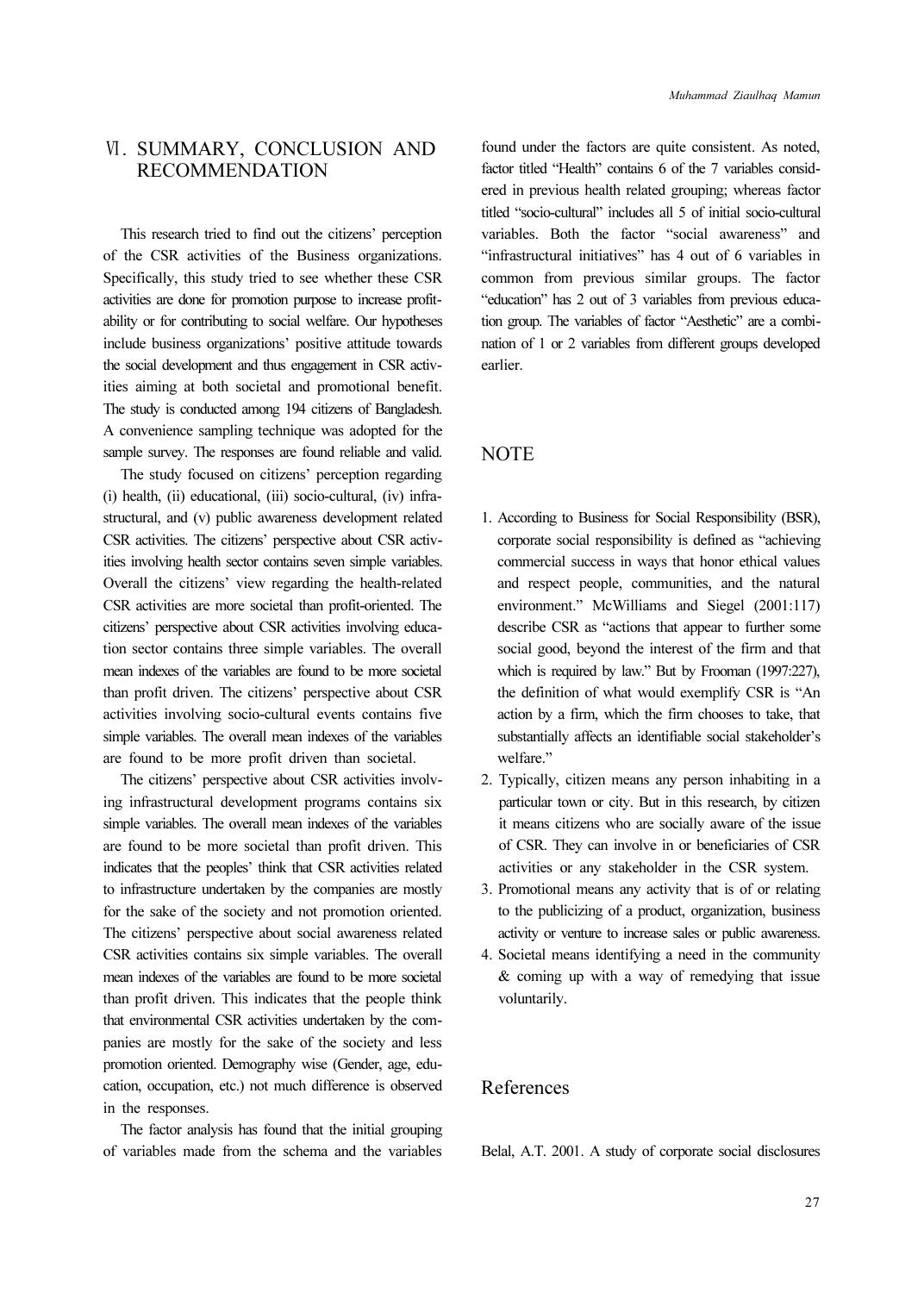## Ⅵ. SUMMARY, CONCLUSION AND RECOMMENDATION

This research tried to find out the citizens' perception of the CSR activities of the Business organizations. Specifically, this study tried to see whether these CSR activities are done for promotion purpose to increase profitability or for contributing to social welfare. Our hypotheses include business organizations' positive attitude towards the social development and thus engagement in CSR activities aiming at both societal and promotional benefit. The study is conducted among 194 citizens of Bangladesh. A convenience sampling technique was adopted for the sample survey. The responses are found reliable and valid.

The study focused on citizens' perception regarding (i) health, (ii) educational, (iii) socio-cultural, (iv) infrastructural, and (v) public awareness development related CSR activities. The citizens' perspective about CSR activities involving health sector contains seven simple variables. Overall the citizens' view regarding the health-related CSR activities are more societal than profit-oriented. The citizens' perspective about CSR activities involving education sector contains three simple variables. The overall mean indexes of the variables are found to be more societal than profit driven. The citizens' perspective about CSR activities involving socio-cultural events contains five simple variables. The overall mean indexes of the variables are found to be more profit driven than societal.

The citizens' perspective about CSR activities involving infrastructural development programs contains six simple variables. The overall mean indexes of the variables are found to be more societal than profit driven. This indicates that the peoples' think that CSR activities related to infrastructure undertaken by the companies are mostly for the sake of the society and not promotion oriented. The citizens' perspective about social awareness related CSR activities contains six simple variables. The overall mean indexes of the variables are found to be more societal than profit driven. This indicates that the people think that environmental CSR activities undertaken by the companies are mostly for the sake of the society and less promotion oriented. Demography wise (Gender, age, education, occupation, etc.) not much difference is observed in the responses.

The factor analysis has found that the initial grouping of variables made from the schema and the variables found under the factors are quite consistent. As noted, factor titled "Health" contains 6 of the 7 variables considered in previous health related grouping; whereas factor titled "socio-cultural" includes all 5 of initial socio-cultural variables. Both the factor "social awareness" and "infrastructural initiatives" has 4 out of 6 variables in common from previous similar groups. The factor "education" has 2 out of 3 variables from previous education group. The variables of factor "Aesthetic" are a combination of 1 or 2 variables from different groups developed earlier.

## NOTE

1. According to Business for Social Responsibility (BSR), corporate social responsibility is defined as "achieving commercial success in ways that honor ethical values and respect people, communities, and the natural environment." McWilliams and Siegel (2001:117) describe CSR as "actions that appear to further some social good, beyond the interest of the firm and that which is required by law." But by Frooman (1997:227), the definition of what would exemplify CSR is "An action by a firm, which the firm chooses to take, that substantially affects an identifiable social stakeholder's welfare."
2. Typically, citizen means any person inhabiting in a particular town or city. But in this research, by citizen it means citizens who are socially aware of the issue of CSR. They can involve in or beneficiaries of CSR activities or any stakeholder in the CSR system.
3. Promotional means any activity that is of or relating to the publicizing of a product, organization, business activity or venture to increase sales or public awareness.
4. Societal means identifying a need in the community & coming up with a way of remedying that issue voluntarily.

## References

Belal, A.T. 2001. A study of corporate social disclosures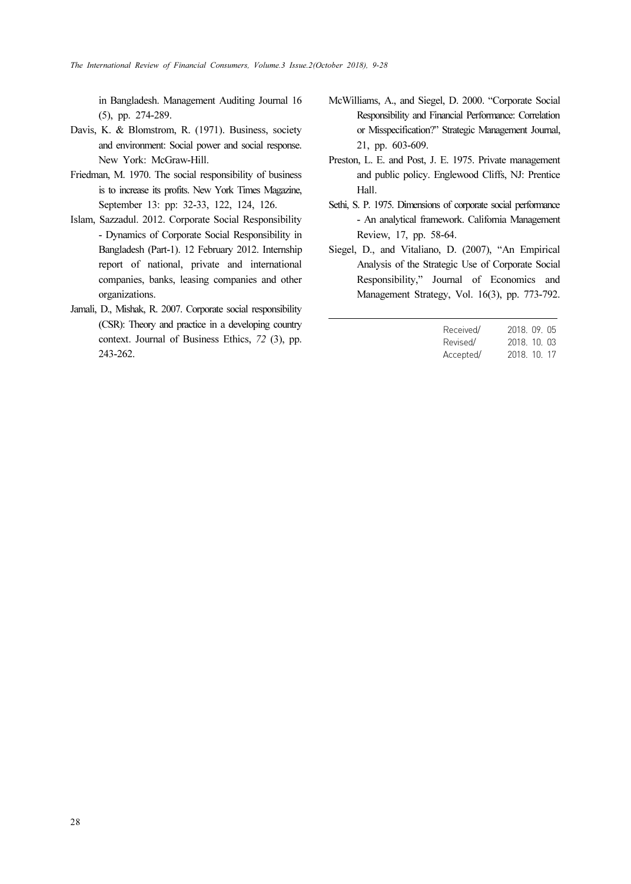in Bangladesh. Management Auditing Journal 16 (5), pp. 274-289.

Davis, K. & Blomstrom, R. (1971). Business, society and environment: Social power and social response. New York: McGraw-Hill.

Friedman, M. 1970. The social responsibility of business is to increase its profits. New York Times Magazine, September 13: pp: 32-33, 122, 124, 126.

Islam, Sazzadul. 2012. Corporate Social Responsibility - Dynamics of Corporate Social Responsibility in Bangladesh (Part-1). 12 February 2012. Internship report of national, private and international companies, banks, leasing companies and other organizations.

Jamali, D., Mishak, R. 2007. Corporate social responsibility (CSR): Theory and practice in a developing country context. Journal of Business Ethics, *72* (3), pp. 243-262.

McWilliams, A., and Siegel, D. 2000. "Corporate Social Responsibility and Financial Performance: Correlation or Misspecification?" Strategic Management Journal, 21, pp. 603-609.

Preston, L. E. and Post, J. E. 1975. Private management and public policy. Englewood Cliffs, NJ: Prentice Hall.

Sethi, S. P. 1975. Dimensions of corporate social performance - An analytical framework. California Management Review, 17, pp. 58-64.

Siegel, D., and Vitaliano, D. (2007), "An Empirical Analysis of the Strategic Use of Corporate Social Responsibility," Journal of Economics and Management Strategy, Vol. 16(3), pp. 773-792.

Received/ 2018. 09. 05
Revised/ 2018. 10. 03
Accepted/ 2018. 10. 17